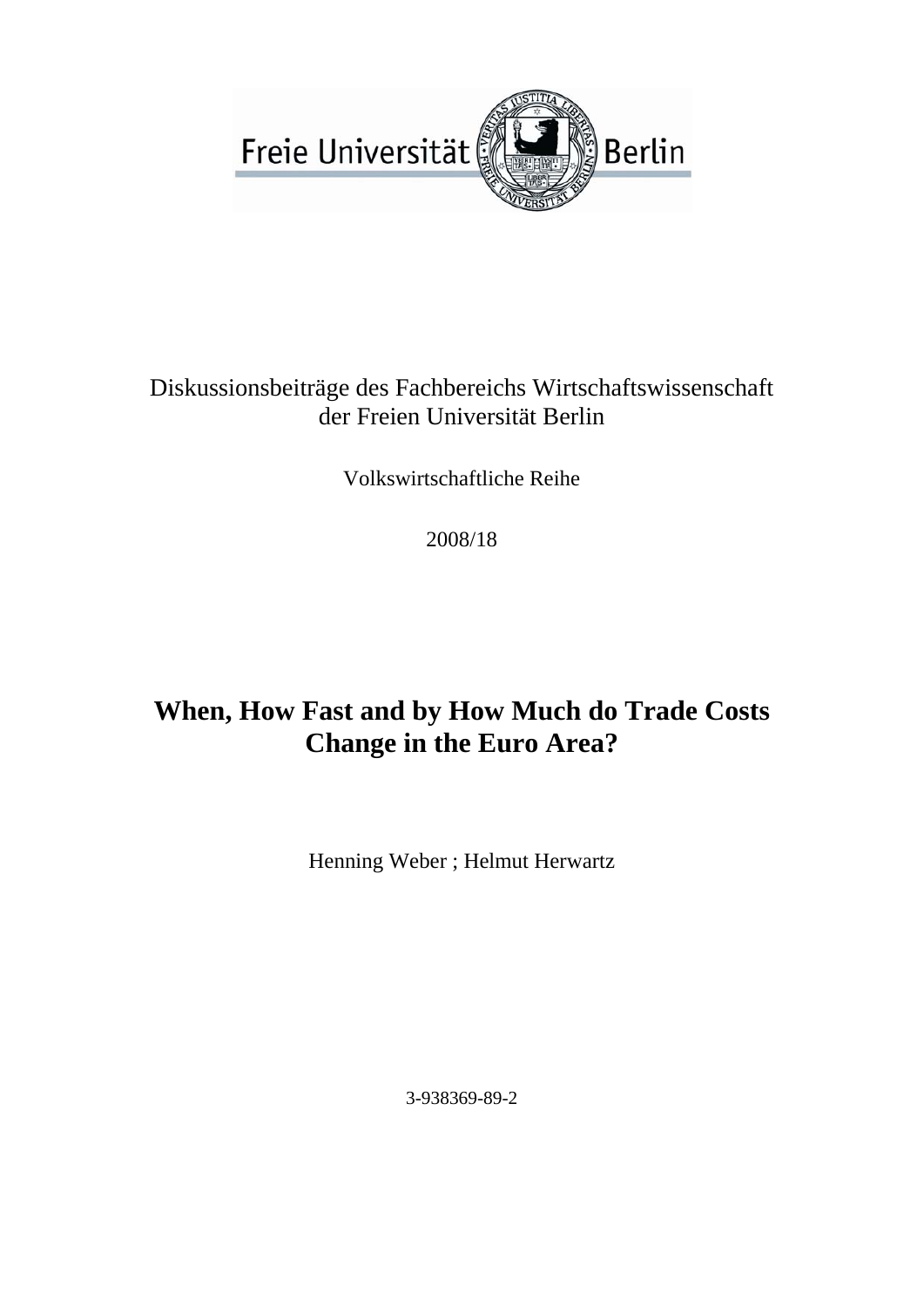Freie Universität Berlin

Diskussionsbeiträge des Fachbereichs Wirtschaftswissenschaft
der Freien Universität Berlin

Volkswirtschaftliche Reihe

2008/18

# When, How Fast and by How Much do Trade Costs Change in the Euro Area?

Henning Weber ; Helmut Herwartz

3-938369-89-2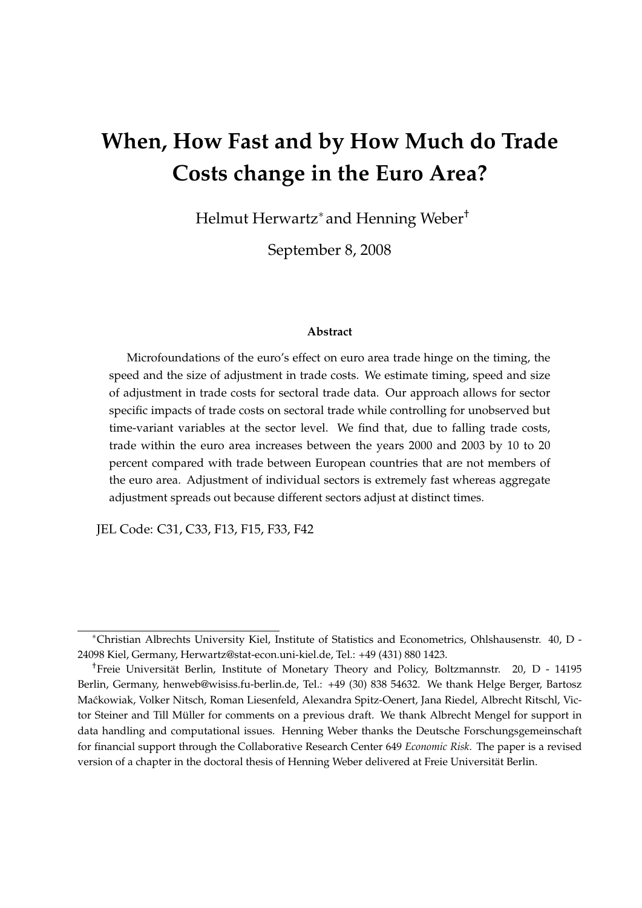# When, How Fast and by How Much do Trade Costs change in the Euro Area?

Helmut Herwartz* and Henning Weber†

September 8, 2008

**Abstract**

Microfoundations of the euro's effect on euro area trade hinge on the timing, the speed and the size of adjustment in trade costs. We estimate timing, speed and size of adjustment in trade costs for sectoral trade data. Our approach allows for sector specific impacts of trade costs on sectoral trade while controlling for unobserved but time-variant variables at the sector level. We find that, due to falling trade costs, trade within the euro area increases between the years 2000 and 2003 by 10 to 20 percent compared with trade between European countries that are not members of the euro area. Adjustment of individual sectors is extremely fast whereas aggregate adjustment spreads out because different sectors adjust at distinct times.

JEL Code: C31, C33, F13, F15, F33, F42

---

*Christian Albrechts University Kiel, Institute of Statistics and Econometrics, Ohlshausenstr. 40, D - 24098 Kiel, Germany, Herwartz@stat-econ.uni-kiel.de, Tel.: +49 (431) 880 1423.

†Freie Universität Berlin, Institute of Monetary Theory and Policy, Boltzmannstr. 20, D - 14195 Berlin, Germany, henweb@wisiss.fu-berlin.de, Tel.: +49 (30) 838 54632. We thank Helge Berger, Bartosz Maćkowiak, Volker Nitsch, Roman Liesenfeld, Alexandra Spitz-Oenert, Jana Riedel, Albrecht Ritschl, Victor Steiner and Till Müller for comments on a previous draft. We thank Albrecht Mengel for support in data handling and computational issues. Henning Weber thanks the Deutsche Forschungsgemeinschaft for financial support through the Collaborative Research Center 649 *Economic Risk*. The paper is a revised version of a chapter in the doctoral thesis of Henning Weber delivered at Freie Universität Berlin.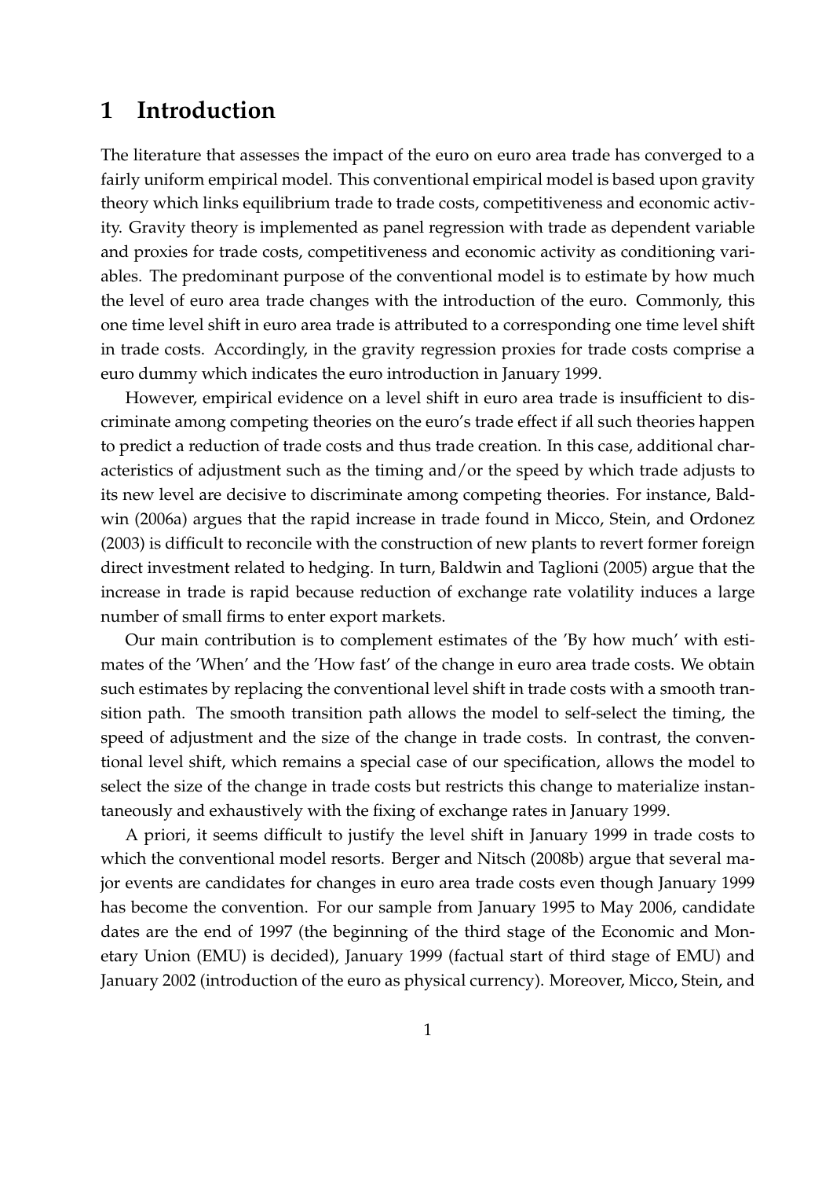# 1 Introduction

The literature that assesses the impact of the euro on euro area trade has converged to a fairly uniform empirical model. This conventional empirical model is based upon gravity theory which links equilibrium trade to trade costs, competitiveness and economic activity. Gravity theory is implemented as panel regression with trade as dependent variable and proxies for trade costs, competitiveness and economic activity as conditioning variables. The predominant purpose of the conventional model is to estimate by how much the level of euro area trade changes with the introduction of the euro. Commonly, this one time level shift in euro area trade is attributed to a corresponding one time level shift in trade costs. Accordingly, in the gravity regression proxies for trade costs comprise a euro dummy which indicates the euro introduction in January 1999.

However, empirical evidence on a level shift in euro area trade is insufficient to discriminate among competing theories on the euro's trade effect if all such theories happen to predict a reduction of trade costs and thus trade creation. In this case, additional characteristics of adjustment such as the timing and/or the speed by which trade adjusts to its new level are decisive to discriminate among competing theories. For instance, Baldwin (2006a) argues that the rapid increase in trade found in Micco, Stein, and Ordonez (2003) is difficult to reconcile with the construction of new plants to revert former foreign direct investment related to hedging. In turn, Baldwin and Taglioni (2005) argue that the increase in trade is rapid because reduction of exchange rate volatility induces a large number of small firms to enter export markets.

Our main contribution is to complement estimates of the 'By how much' with estimates of the 'When' and the 'How fast' of the change in euro area trade costs. We obtain such estimates by replacing the conventional level shift in trade costs with a smooth transition path. The smooth transition path allows the model to self-select the timing, the speed of adjustment and the size of the change in trade costs. In contrast, the conventional level shift, which remains a special case of our specification, allows the model to select the size of the change in trade costs but restricts this change to materialize instantaneously and exhaustively with the fixing of exchange rates in January 1999.

A priori, it seems difficult to justify the level shift in January 1999 in trade costs to which the conventional model resorts. Berger and Nitsch (2008b) argue that several major events are candidates for changes in euro area trade costs even though January 1999 has become the convention. For our sample from January 1995 to May 2006, candidate dates are the end of 1997 (the beginning of the third stage of the Economic and Monetary Union (EMU) is decided), January 1999 (factual start of third stage of EMU) and January 2002 (introduction of the euro as physical currency). Moreover, Micco, Stein, and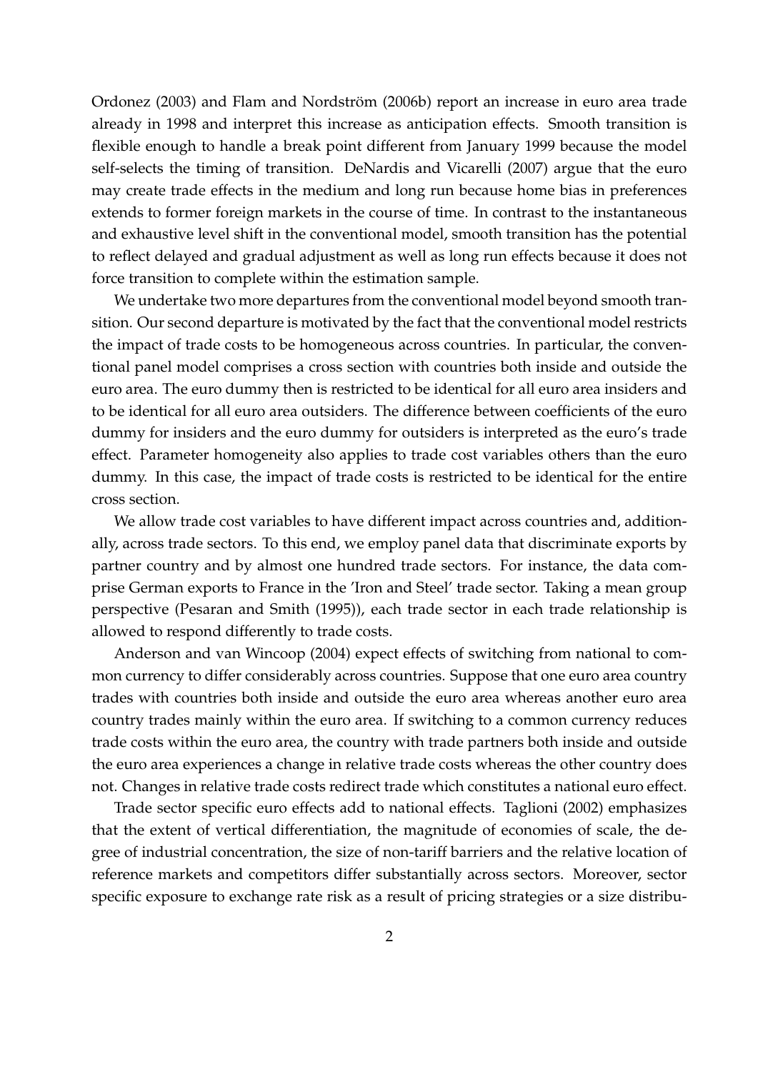Ordonez (2003) and Flam and Nordström (2006b) report an increase in euro area trade already in 1998 and interpret this increase as anticipation effects. Smooth transition is flexible enough to handle a break point different from January 1999 because the model self-selects the timing of transition. DeNardis and Vicarelli (2007) argue that the euro may create trade effects in the medium and long run because home bias in preferences extends to former foreign markets in the course of time. In contrast to the instantaneous and exhaustive level shift in the conventional model, smooth transition has the potential to reflect delayed and gradual adjustment as well as long run effects because it does not force transition to complete within the estimation sample.

We undertake two more departures from the conventional model beyond smooth transition. Our second departure is motivated by the fact that the conventional model restricts the impact of trade costs to be homogeneous across countries. In particular, the conventional panel model comprises a cross section with countries both inside and outside the euro area. The euro dummy then is restricted to be identical for all euro area insiders and to be identical for all euro area outsiders. The difference between coefficients of the euro dummy for insiders and the euro dummy for outsiders is interpreted as the euro's trade effect. Parameter homogeneity also applies to trade cost variables others than the euro dummy. In this case, the impact of trade costs is restricted to be identical for the entire cross section.

We allow trade cost variables to have different impact across countries and, additionally, across trade sectors. To this end, we employ panel data that discriminate exports by partner country and by almost one hundred trade sectors. For instance, the data comprise German exports to France in the 'Iron and Steel' trade sector. Taking a mean group perspective (Pesaran and Smith (1995)), each trade sector in each trade relationship is allowed to respond differently to trade costs.

Anderson and van Wincoop (2004) expect effects of switching from national to common currency to differ considerably across countries. Suppose that one euro area country trades with countries both inside and outside the euro area whereas another euro area country trades mainly within the euro area. If switching to a common currency reduces trade costs within the euro area, the country with trade partners both inside and outside the euro area experiences a change in relative trade costs whereas the other country does not. Changes in relative trade costs redirect trade which constitutes a national euro effect.

Trade sector specific euro effects add to national effects. Taglioni (2002) emphasizes that the extent of vertical differentiation, the magnitude of economies of scale, the degree of industrial concentration, the size of non-tariff barriers and the relative location of reference markets and competitors differ substantially across sectors. Moreover, sector specific exposure to exchange rate risk as a result of pricing strategies or a size distribu-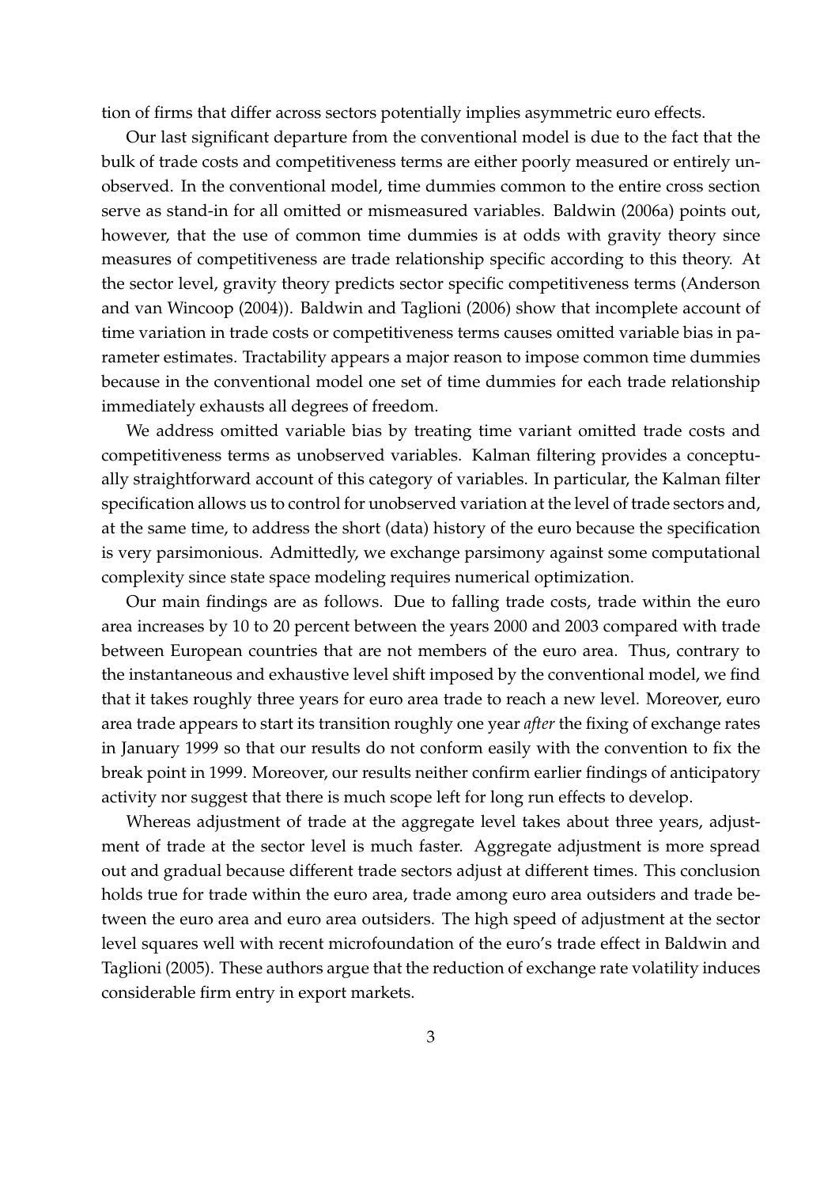tion of firms that differ across sectors potentially implies asymmetric euro effects.

Our last significant departure from the conventional model is due to the fact that the bulk of trade costs and competitiveness terms are either poorly measured or entirely unobserved. In the conventional model, time dummies common to the entire cross section serve as stand-in for all omitted or mismeasured variables. Baldwin (2006a) points out, however, that the use of common time dummies is at odds with gravity theory since measures of competitiveness are trade relationship specific according to this theory. At the sector level, gravity theory predicts sector specific competitiveness terms (Anderson and van Wincoop (2004)). Baldwin and Taglioni (2006) show that incomplete account of time variation in trade costs or competitiveness terms causes omitted variable bias in parameter estimates. Tractability appears a major reason to impose common time dummies because in the conventional model one set of time dummies for each trade relationship immediately exhausts all degrees of freedom.

We address omitted variable bias by treating time variant omitted trade costs and competitiveness terms as unobserved variables. Kalman filtering provides a conceptually straightforward account of this category of variables. In particular, the Kalman filter specification allows us to control for unobserved variation at the level of trade sectors and, at the same time, to address the short (data) history of the euro because the specification is very parsimonious. Admittedly, we exchange parsimony against some computational complexity since state space modeling requires numerical optimization.

Our main findings are as follows. Due to falling trade costs, trade within the euro area increases by 10 to 20 percent between the years 2000 and 2003 compared with trade between European countries that are not members of the euro area. Thus, contrary to the instantaneous and exhaustive level shift imposed by the conventional model, we find that it takes roughly three years for euro area trade to reach a new level. Moreover, euro area trade appears to start its transition roughly one year *after* the fixing of exchange rates in January 1999 so that our results do not conform easily with the convention to fix the break point in 1999. Moreover, our results neither confirm earlier findings of anticipatory activity nor suggest that there is much scope left for long run effects to develop.

Whereas adjustment of trade at the aggregate level takes about three years, adjustment of trade at the sector level is much faster. Aggregate adjustment is more spread out and gradual because different trade sectors adjust at different times. This conclusion holds true for trade within the euro area, trade among euro area outsiders and trade between the euro area and euro area outsiders. The high speed of adjustment at the sector level squares well with recent microfoundation of the euro's trade effect in Baldwin and Taglioni (2005). These authors argue that the reduction of exchange rate volatility induces considerable firm entry in export markets.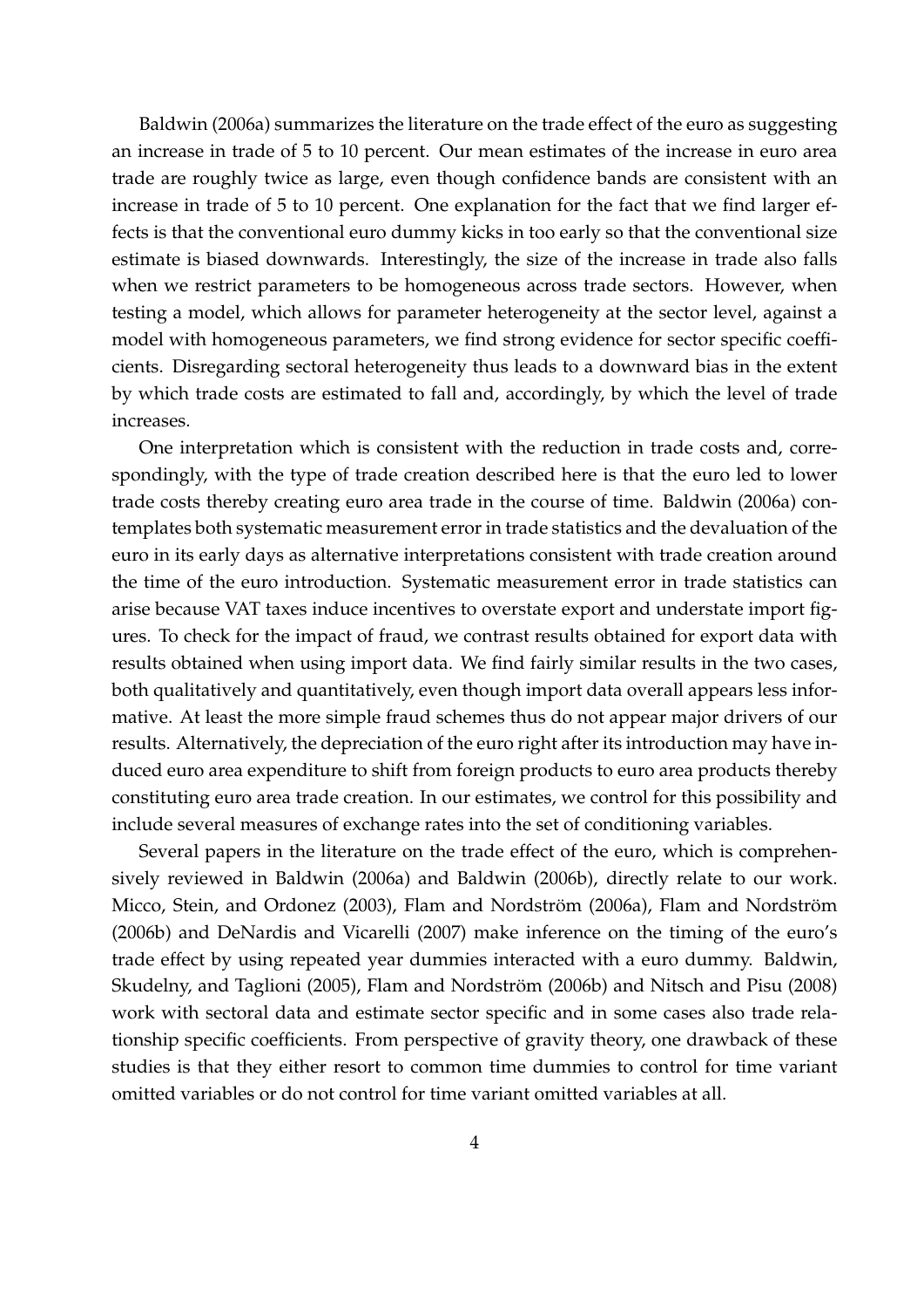Baldwin (2006a) summarizes the literature on the trade effect of the euro as suggesting an increase in trade of 5 to 10 percent. Our mean estimates of the increase in euro area trade are roughly twice as large, even though confidence bands are consistent with an increase in trade of 5 to 10 percent. One explanation for the fact that we find larger effects is that the conventional euro dummy kicks in too early so that the conventional size estimate is biased downwards. Interestingly, the size of the increase in trade also falls when we restrict parameters to be homogeneous across trade sectors. However, when testing a model, which allows for parameter heterogeneity at the sector level, against a model with homogeneous parameters, we find strong evidence for sector specific coefficients. Disregarding sectoral heterogeneity thus leads to a downward bias in the extent by which trade costs are estimated to fall and, accordingly, by which the level of trade increases.

One interpretation which is consistent with the reduction in trade costs and, correspondingly, with the type of trade creation described here is that the euro led to lower trade costs thereby creating euro area trade in the course of time. Baldwin (2006a) contemplates both systematic measurement error in trade statistics and the devaluation of the euro in its early days as alternative interpretations consistent with trade creation around the time of the euro introduction. Systematic measurement error in trade statistics can arise because VAT taxes induce incentives to overstate export and understate import figures. To check for the impact of fraud, we contrast results obtained for export data with results obtained when using import data. We find fairly similar results in the two cases, both qualitatively and quantitatively, even though import data overall appears less informative. At least the more simple fraud schemes thus do not appear major drivers of our results. Alternatively, the depreciation of the euro right after its introduction may have induced euro area expenditure to shift from foreign products to euro area products thereby constituting euro area trade creation. In our estimates, we control for this possibility and include several measures of exchange rates into the set of conditioning variables.

Several papers in the literature on the trade effect of the euro, which is comprehensively reviewed in Baldwin (2006a) and Baldwin (2006b), directly relate to our work. Micco, Stein, and Ordonez (2003), Flam and Nordström (2006a), Flam and Nordström (2006b) and DeNardis and Vicarelli (2007) make inference on the timing of the euro's trade effect by using repeated year dummies interacted with a euro dummy. Baldwin, Skudelny, and Taglioni (2005), Flam and Nordström (2006b) and Nitsch and Pisu (2008) work with sectoral data and estimate sector specific and in some cases also trade relationship specific coefficients. From perspective of gravity theory, one drawback of these studies is that they either resort to common time dummies to control for time variant omitted variables or do not control for time variant omitted variables at all.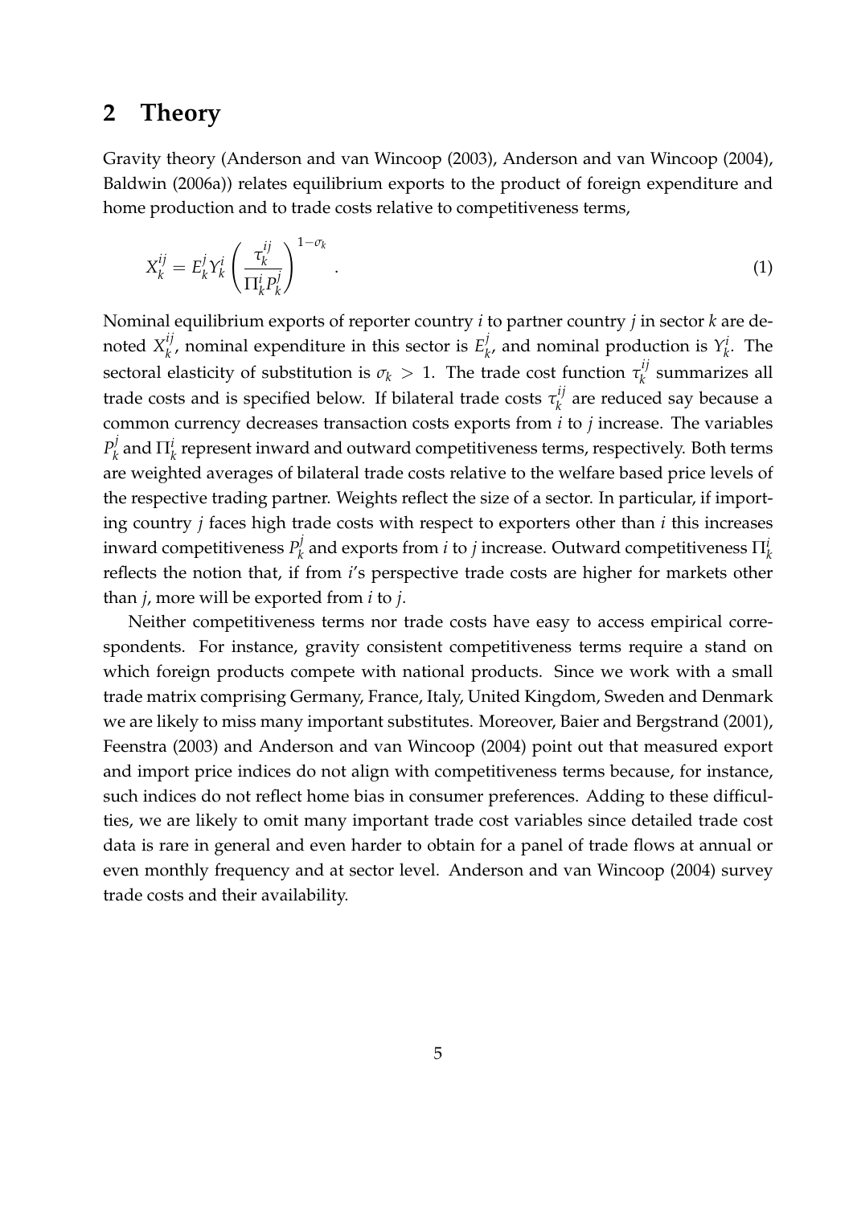## 2 Theory

Gravity theory (Anderson and van Wincoop (2003), Anderson and van Wincoop (2004), Baldwin (2006a)) relates equilibrium exports to the product of foreign expenditure and home production and to trade costs relative to competitiveness terms,

$$X_k^{ij} = E_k^j Y_k^i \left( \frac{\tau_k^{ij}}{\Pi_k^i P_k^j} \right)^{1-\sigma_k} . \tag{1}$$

Nominal equilibrium exports of reporter country $i$ to partner country $j$ in sector $k$ are denoted $X_k^{ij}$, nominal expenditure in this sector is $E_k^j$, and nominal production is $Y_k^i$. The sectoral elasticity of substitution is $\sigma_k > 1$. The trade cost function $\tau_k^{ij}$ summarizes all trade costs and is specified below. If bilateral trade costs $\tau_k^{ij}$ are reduced say because a common currency decreases transaction costs exports from $i$ to $j$ increase. The variables $P_k^j$ and $\Pi_k^i$ represent inward and outward competitiveness terms, respectively. Both terms are weighted averages of bilateral trade costs relative to the welfare based price levels of the respective trading partner. Weights reflect the size of a sector. In particular, if importing country $j$ faces high trade costs with respect to exporters other than $i$ this increases inward competitiveness $P_k^j$ and exports from $i$ to $j$ increase. Outward competitiveness $\Pi_k^i$ reflects the notion that, if from $i$'s perspective trade costs are higher for markets other than $j$, more will be exported from $i$ to $j$.

Neither competitiveness terms nor trade costs have easy to access empirical correspondents. For instance, gravity consistent competitiveness terms require a stand on which foreign products compete with national products. Since we work with a small trade matrix comprising Germany, France, Italy, United Kingdom, Sweden and Denmark we are likely to miss many important substitutes. Moreover, Baier and Bergstrand (2001), Feenstra (2003) and Anderson and van Wincoop (2004) point out that measured export and import price indices do not align with competitiveness terms because, for instance, such indices do not reflect home bias in consumer preferences. Adding to these difficulties, we are likely to omit many important trade cost variables since detailed trade cost data is rare in general and even harder to obtain for a panel of trade flows at annual or even monthly frequency and at sector level. Anderson and van Wincoop (2004) survey trade costs and their availability.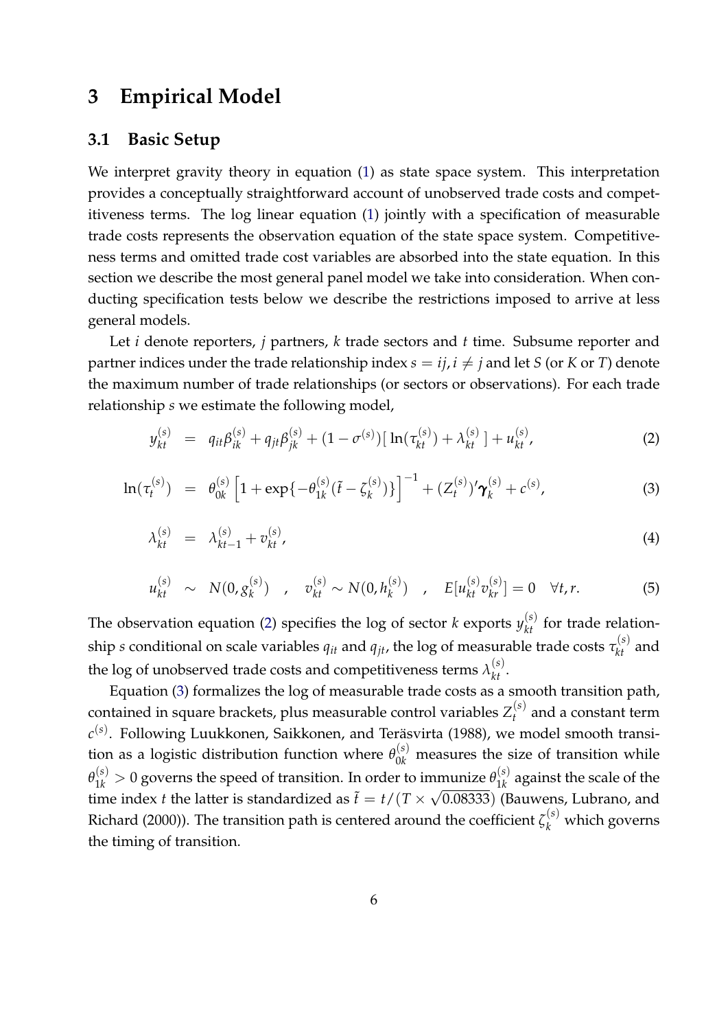# 3 Empirical Model

## 3.1 Basic Setup

We interpret gravity theory in equation (1) as state space system. This interpretation provides a conceptually straightforward account of unobserved trade costs and competitiveness terms. The log linear equation (1) jointly with a specification of measurable trade costs represents the observation equation of the state space system. Competitiveness terms and omitted trade cost variables are absorbed into the state equation. In this section we describe the most general panel model we take into consideration. When conducting specification tests below we describe the restrictions imposed to arrive at less general models.

Let $i$ denote reporters, $j$ partners, $k$ trade sectors and $t$ time. Subsume reporter and partner indices under the trade relationship index $s = ij, i \neq j$ and let $S$ (or $K$ or $T$) denote the maximum number of trade relationships (or sectors or observations). For each trade relationship $s$ we estimate the following model,

$$y_{kt}^{(s)} = q_{it}\beta_{ik}^{(s)} + q_{jt}\beta_{jk}^{(s)} + (1 - \sigma^{(s)})[\ln(\tau_{kt}^{(s)}) + \lambda_{kt}^{(s)}] + u_{kt}^{(s)}, \tag{2}$$

$$\ln(\tau_t^{(s)}) = \theta_{0k}^{(s)} \left[1 + \exp\{-\theta_{1k}^{(s)}(\tilde{t} - \zeta_k^{(s)})\}\right]^{-1} + (Z_t^{(s)})'\boldsymbol{\gamma}_k^{(s)} + c^{(s)}, \tag{3}$$

$$\lambda_{kt}^{(s)} = \lambda_{kt-1}^{(s)} + v_{kt}^{(s)}, \tag{4}$$

$$u_{kt}^{(s)} \sim N(0, g_k^{(s)}) \quad , \quad v_{kt}^{(s)} \sim N(0, h_k^{(s)}) \quad , \quad E[u_{kt}^{(s)} v_{kr}^{(s)}] = 0 \quad \forall t, r. \tag{5}$$

The observation equation (2) specifies the log of sector $k$ exports $y_{kt}^{(s)}$ for trade relationship $s$ conditional on scale variables $q_{it}$ and $q_{jt}$, the log of measurable trade costs $\tau_{kt}^{(s)}$ and the log of unobserved trade costs and competitiveness terms $\lambda_{kt}^{(s)}$.

Equation (3) formalizes the log of measurable trade costs as a smooth transition path, contained in square brackets, plus measurable control variables $Z_t^{(s)}$ and a constant term $c^{(s)}$. Following Luukkonen, Saikkonen, and Teräsvirta (1988), we model smooth transition as a logistic distribution function where $\theta_{0k}^{(s)}$ measures the size of transition while $\theta_{1k}^{(s)} > 0$ governs the speed of transition. In order to immunize $\theta_{1k}^{(s)}$ against the scale of the time index $t$ the latter is standardized as $\tilde{t} = t/(T \times \sqrt{0.08333})$ (Bauwens, Lubrano, and Richard (2000)). The transition path is centered around the coefficient $\zeta_k^{(s)}$ which governs the timing of transition.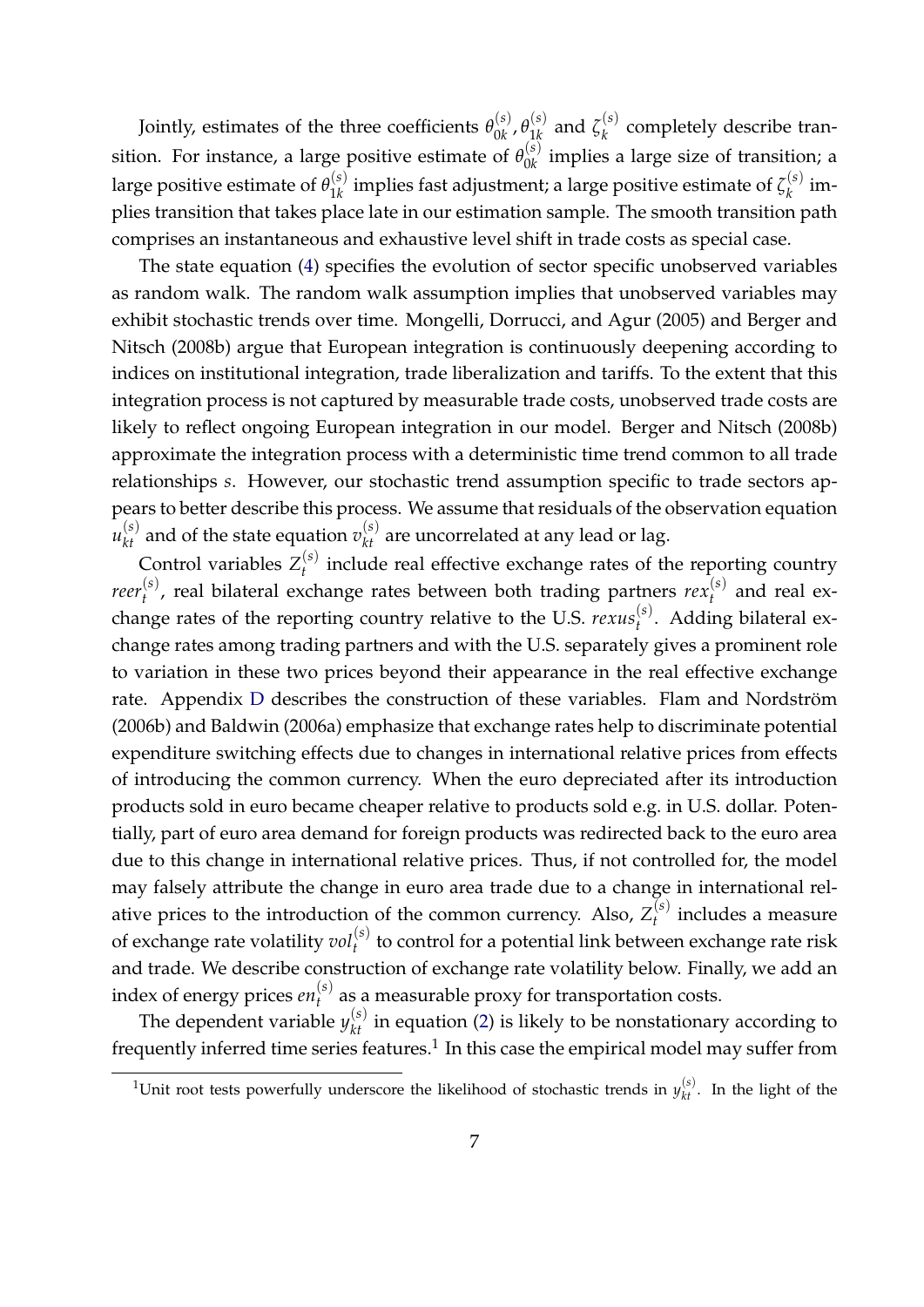Jointly, estimates of the three coefficients $\theta_{0k}^{(s)}, \theta_{1k}^{(s)}$ and $\zeta_k^{(s)}$ completely describe transition. For instance, a large positive estimate of $\theta_{0k}^{(s)}$ implies a large size of transition; a large positive estimate of $\theta_{1k}^{(s)}$ implies fast adjustment; a large positive estimate of $\zeta_k^{(s)}$ implies transition that takes place late in our estimation sample. The smooth transition path comprises an instantaneous and exhaustive level shift in trade costs as special case.

The state equation (4) specifies the evolution of sector specific unobserved variables as random walk. The random walk assumption implies that unobserved variables may exhibit stochastic trends over time. Mongelli, Dorrucci, and Agur (2005) and Berger and Nitsch (2008b) argue that European integration is continuously deepening according to indices on institutional integration, trade liberalization and tariffs. To the extent that this integration process is not captured by measurable trade costs, unobserved trade costs are likely to reflect ongoing European integration in our model. Berger and Nitsch (2008b) approximate the integration process with a deterministic time trend common to all trade relationships $s$. However, our stochastic trend assumption specific to trade sectors appears to better describe this process. We assume that residuals of the observation equation $u_{kt}^{(s)}$ and of the state equation $v_{kt}^{(s)}$ are uncorrelated at any lead or lag.

Control variables $Z_t^{(s)}$ include real effective exchange rates of the reporting country $reer_t^{(s)}$, real bilateral exchange rates between both trading partners $rex_t^{(s)}$ and real exchange rates of the reporting country relative to the U.S. $rexus_t^{(s)}$. Adding bilateral exchange rates among trading partners and with the U.S. separately gives a prominent role to variation in these two prices beyond their appearance in the real effective exchange rate. Appendix D describes the construction of these variables. Flam and Nordström (2006b) and Baldwin (2006a) emphasize that exchange rates help to discriminate potential expenditure switching effects due to changes in international relative prices from effects of introducing the common currency. When the euro depreciated after its introduction products sold in euro became cheaper relative to products sold e.g. in U.S. dollar. Potentially, part of euro area demand for foreign products was redirected back to the euro area due to this change in international relative prices. Thus, if not controlled for, the model may falsely attribute the change in euro area trade due to a change in international relative prices to the introduction of the common currency. Also, $Z_t^{(s)}$ includes a measure of exchange rate volatility $vol_t^{(s)}$ to control for a potential link between exchange rate risk and trade. We describe construction of exchange rate volatility below. Finally, we add an index of energy prices $en_t^{(s)}$ as a measurable proxy for transportation costs.

The dependent variable $y_{kt}^{(s)}$ in equation (2) is likely to be nonstationary according to frequently inferred time series features.[1] In this case the empirical model may suffer from

[1] Unit root tests powerfully underscore the likelihood of stochastic trends in $y_{kt}^{(s)}$. In the light of the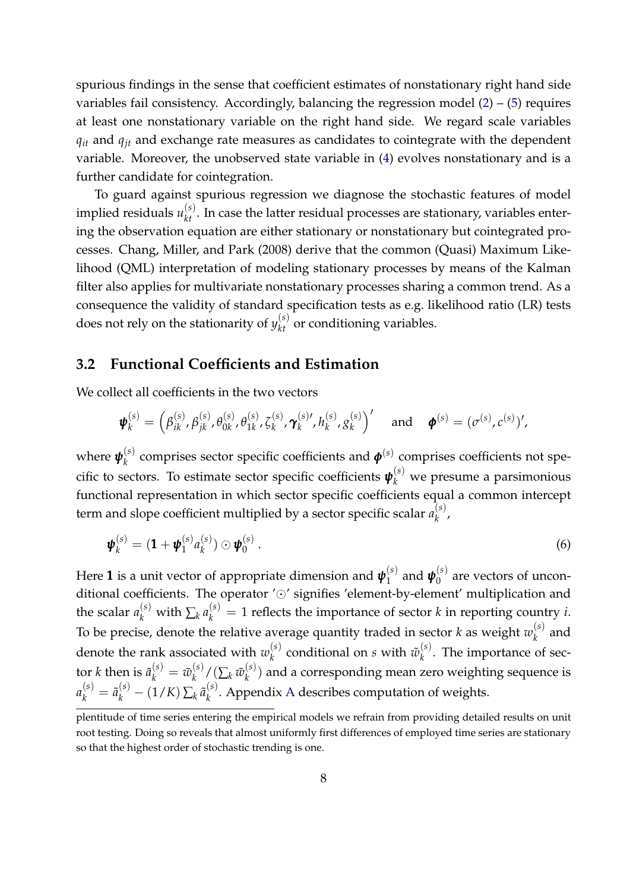spurious findings in the sense that coefficient estimates of nonstationary right hand side variables fail consistency. Accordingly, balancing the regression model (2) – (5) requires at least one nonstationary variable on the right hand side. We regard scale variables $q_{it}$ and $q_{jt}$ and exchange rate measures as candidates to cointegrate with the dependent variable. Moreover, the unobserved state variable in (4) evolves nonstationary and is a further candidate for cointegration.

To guard against spurious regression we diagnose the stochastic features of model implied residuals $u_{kt}^{(s)}$. In case the latter residual processes are stationary, variables entering the observation equation are either stationary or nonstationary but cointegrated processes. Chang, Miller, and Park (2008) derive that the common (Quasi) Maximum Likelihood (QML) interpretation of modeling stationary processes by means of the Kalman filter also applies for multivariate nonstationary processes sharing a common trend. As a consequence the validity of standard specification tests as e.g. likelihood ratio (LR) tests does not rely on the stationarity of $y_{kt}^{(s)}$ or conditioning variables.

## 3.2 Functional Coefficients and Estimation

We collect all coefficients in the two vectors

$$\boldsymbol{\psi}_k^{(s)} = \left(\beta_{ik}^{(s)}, \beta_{jk}^{(s)}, \theta_{0k}^{(s)}, \theta_{1k}^{(s)}, \zeta_k^{(s)}, \boldsymbol{\gamma}_k^{(s)\prime}, h_k^{(s)}, g_k^{(s)}\right)' \quad \text{and} \quad \boldsymbol{\phi}^{(s)} = (\sigma^{(s)}, c^{(s)})',$$

where $\boldsymbol{\psi}_k^{(s)}$ comprises sector specific coefficients and $\boldsymbol{\phi}^{(s)}$ comprises coefficients not specific to sectors. To estimate sector specific coefficients $\boldsymbol{\psi}_k^{(s)}$ we presume a parsimonious functional representation in which sector specific coefficients equal a common intercept term and slope coefficient multiplied by a sector specific scalar $a_k^{(s)}$,

$$\boldsymbol{\psi}_k^{(s)} = (\mathbf{1} + \boldsymbol{\psi}_1^{(s)} a_k^{(s)}) \odot \boldsymbol{\psi}_0^{(s)} \,. \tag{6}$$

Here $\mathbf{1}$ is a unit vector of appropriate dimension and $\boldsymbol{\psi}_1^{(s)}$ and $\boldsymbol{\psi}_0^{(s)}$ are vectors of unconditional coefficients. The operator '$\odot$' signifies 'element-by-element' multiplication and the scalar $a_k^{(s)}$ with $\sum_k a_k^{(s)} = 1$ reflects the importance of sector $k$ in reporting country $i$. To be precise, denote the relative average quantity traded in sector $k$ as weight $w_k^{(s)}$ and denote the rank associated with $w_k^{(s)}$ conditional on $s$ with $\tilde{w}_k^{(s)}$. The importance of sector $k$ then is $\tilde{a}_k^{(s)} = \tilde{w}_k^{(s)} / (\sum_k \tilde{w}_k^{(s)})$ and a corresponding mean zero weighting sequence is $a_k^{(s)} = \tilde{a}_k^{(s)} - (1/K) \sum_k \tilde{a}_k^{(s)}$. Appendix A describes computation of weights.

plentitude of time series entering the empirical models we refrain from providing detailed results on unit root testing. Doing so reveals that almost uniformly first differences of employed time series are stationary so that the highest order of stochastic trending is one.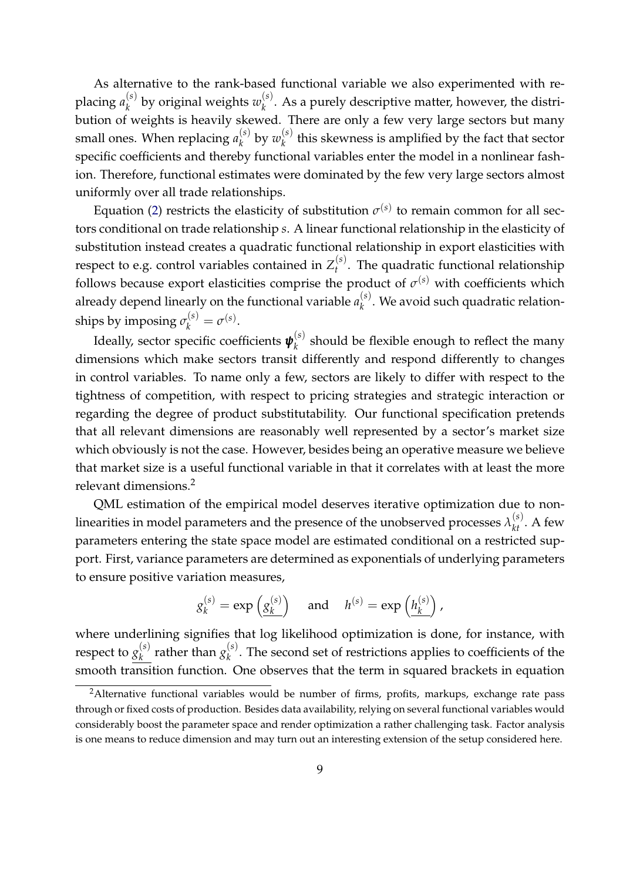As alternative to the rank-based functional variable we also experimented with replacing $a_k^{(s)}$ by original weights $w_k^{(s)}$. As a purely descriptive matter, however, the distribution of weights is heavily skewed. There are only a few very large sectors but many small ones. When replacing $a_k^{(s)}$ by $w_k^{(s)}$ this skewness is amplified by the fact that sector specific coefficients and thereby functional variables enter the model in a nonlinear fashion. Therefore, functional estimates were dominated by the few very large sectors almost uniformly over all trade relationships.

Equation (2) restricts the elasticity of substitution $\sigma^{(s)}$ to remain common for all sectors conditional on trade relationship $s$. A linear functional relationship in the elasticity of substitution instead creates a quadratic functional relationship in export elasticities with respect to e.g. control variables contained in $Z_t^{(s)}$. The quadratic functional relationship follows because export elasticities comprise the product of $\sigma^{(s)}$ with coefficients which already depend linearly on the functional variable $a_k^{(s)}$. We avoid such quadratic relationships by imposing $\sigma_k^{(s)} = \sigma^{(s)}$.

Ideally, sector specific coefficients $\boldsymbol{\psi}_k^{(s)}$ should be flexible enough to reflect the many dimensions which make sectors transit differently and respond differently to changes in control variables. To name only a few, sectors are likely to differ with respect to the tightness of competition, with respect to pricing strategies and strategic interaction or regarding the degree of product substitutability. Our functional specification pretends that all relevant dimensions are reasonably well represented by a sector's market size which obviously is not the case. However, besides being an operative measure we believe that market size is a useful functional variable in that it correlates with at least the more relevant dimensions.[2]

QML estimation of the empirical model deserves iterative optimization due to nonlinearities in model parameters and the presence of the unobserved processes $\lambda_{kt}^{(s)}$. A few parameters entering the state space model are estimated conditional on a restricted support. First, variance parameters are determined as exponentials of underlying parameters to ensure positive variation measures,

$$g_k^{(s)} = \exp\left(\underline{g_k^{(s)}}\right) \quad \text{ and } \quad h^{(s)} = \exp\left(\underline{h_k^{(s)}}\right),$$

where underlining signifies that log likelihood optimization is done, for instance, with respect to $\underline{g_k^{(s)}}$ rather than $g_k^{(s)}$. The second set of restrictions applies to coefficients of the smooth transition function. One observes that the term in squared brackets in equation

[2]Alternative functional variables would be number of firms, profits, markups, exchange rate pass through or fixed costs of production. Besides data availability, relying on several functional variables would considerably boost the parameter space and render optimization a rather challenging task. Factor analysis is one means to reduce dimension and may turn out an interesting extension of the setup considered here.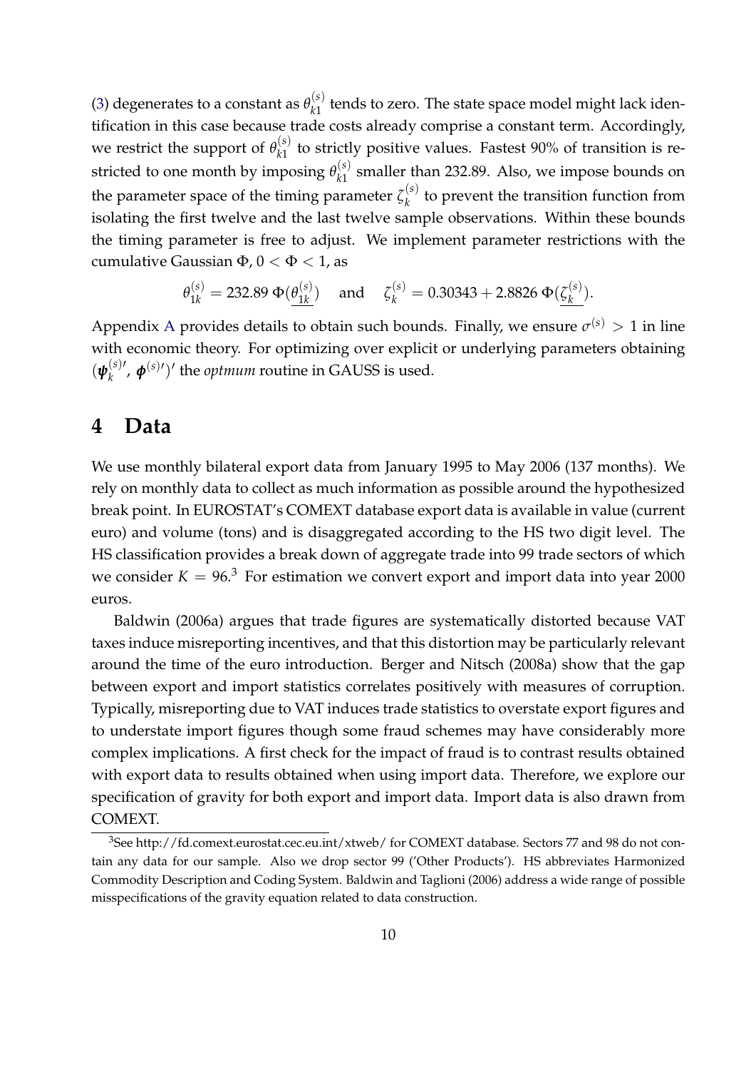(3) degenerates to a constant as $\theta_{k1}^{(s)}$ tends to zero. The state space model might lack identification in this case because trade costs already comprise a constant term. Accordingly, we restrict the support of $\theta_{k1}^{(s)}$ to strictly positive values. Fastest 90% of transition is restricted to one month by imposing $\theta_{k1}^{(s)}$ smaller than 232.89. Also, we impose bounds on the parameter space of the timing parameter $\zeta_{k}^{(s)}$ to prevent the transition function from isolating the first twelve and the last twelve sample observations. Within these bounds the timing parameter is free to adjust. We implement parameter restrictions with the cumulative Gaussian $\Phi$, $0 < \Phi < 1$, as

$$\theta_{1k}^{(s)} = 232.89\, \Phi(\underline{\theta_{1k}^{(s)}}) \quad \text{and} \quad \zeta_{k}^{(s)} = 0.30343 + 2.8826\, \Phi(\underline{\zeta_{k}^{(s)}}).$$

Appendix A provides details to obtain such bounds. Finally, we ensure $\sigma^{(s)} > 1$ in line with economic theory. For optimizing over explicit or underlying parameters obtaining $(\boldsymbol{\psi}_{k}^{(s)\prime}, \boldsymbol{\phi}^{(s)\prime})'$ the *optmum* routine in GAUSS is used.

# 4 Data

We use monthly bilateral export data from January 1995 to May 2006 (137 months). We rely on monthly data to collect as much information as possible around the hypothesized break point. In EUROSTAT's COMEXT database export data is available in value (current euro) and volume (tons) and is disaggregated according to the HS two digit level. The HS classification provides a break down of aggregate trade into 99 trade sectors of which we consider $K = 96$.[3] For estimation we convert export and import data into year 2000 euros.

Baldwin (2006a) argues that trade figures are systematically distorted because VAT taxes induce misreporting incentives, and that this distortion may be particularly relevant around the time of the euro introduction. Berger and Nitsch (2008a) show that the gap between export and import statistics correlates positively with measures of corruption. Typically, misreporting due to VAT induces trade statistics to overstate export figures and to understate import figures though some fraud schemes may have considerably more complex implications. A first check for the impact of fraud is to contrast results obtained with export data to results obtained when using import data. Therefore, we explore our specification of gravity for both export and import data. Import data is also drawn from COMEXT.

[3]See http://fd.comext.eurostat.cec.eu.int/xtweb/ for COMEXT database. Sectors 77 and 98 do not contain any data for our sample. Also we drop sector 99 ('Other Products'). HS abbreviates Harmonized Commodity Description and Coding System. Baldwin and Taglioni (2006) address a wide range of possible misspecifications of the gravity equation related to data construction.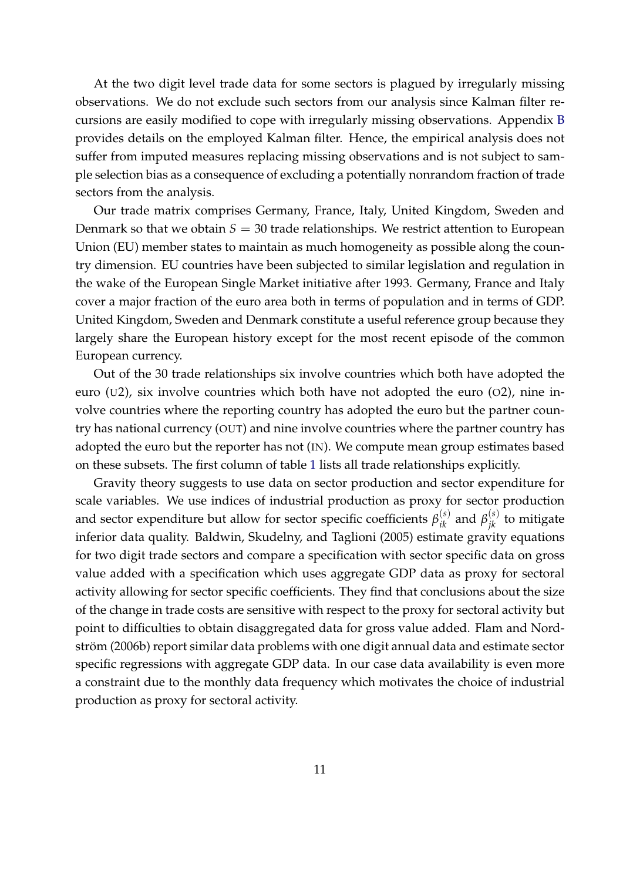At the two digit level trade data for some sectors is plagued by irregularly missing observations. We do not exclude such sectors from our analysis since Kalman filter recursions are easily modified to cope with irregularly missing observations. Appendix B provides details on the employed Kalman filter. Hence, the empirical analysis does not suffer from imputed measures replacing missing observations and is not subject to sample selection bias as a consequence of excluding a potentially nonrandom fraction of trade sectors from the analysis.

Our trade matrix comprises Germany, France, Italy, United Kingdom, Sweden and Denmark so that we obtain $S = 30$ trade relationships. We restrict attention to European Union (EU) member states to maintain as much homogeneity as possible along the country dimension. EU countries have been subjected to similar legislation and regulation in the wake of the European Single Market initiative after 1993. Germany, France and Italy cover a major fraction of the euro area both in terms of population and in terms of GDP. United Kingdom, Sweden and Denmark constitute a useful reference group because they largely share the European history except for the most recent episode of the common European currency.

Out of the 30 trade relationships six involve countries which both have adopted the euro (U2), six involve countries which both have not adopted the euro (O2), nine involve countries where the reporting country has adopted the euro but the partner country has national currency (OUT) and nine involve countries where the partner country has adopted the euro but the reporter has not (IN). We compute mean group estimates based on these subsets. The first column of table 1 lists all trade relationships explicitly.

Gravity theory suggests to use data on sector production and sector expenditure for scale variables. We use indices of industrial production as proxy for sector production and sector expenditure but allow for sector specific coefficients $\beta_{ik}^{(s)}$ and $\beta_{jk}^{(s)}$ to mitigate inferior data quality. Baldwin, Skudelny, and Taglioni (2005) estimate gravity equations for two digit trade sectors and compare a specification with sector specific data on gross value added with a specification which uses aggregate GDP data as proxy for sectoral activity allowing for sector specific coefficients. They find that conclusions about the size of the change in trade costs are sensitive with respect to the proxy for sectoral activity but point to difficulties to obtain disaggregated data for gross value added. Flam and Nordström (2006b) report similar data problems with one digit annual data and estimate sector specific regressions with aggregate GDP data. In our case data availability is even more a constraint due to the monthly data frequency which motivates the choice of industrial production as proxy for sectoral activity.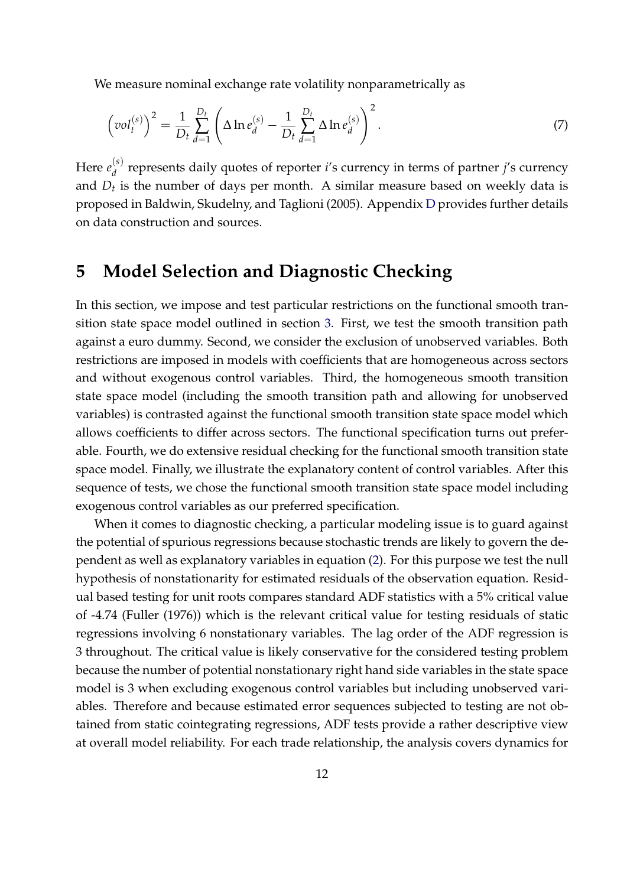We measure nominal exchange rate volatility nonparametrically as

$$\left(vol_t^{(s)}\right)^2 = \frac{1}{D_t}\sum_{d=1}^{D_t}\left(\Delta \ln e_d^{(s)} - \frac{1}{D_t}\sum_{d=1}^{D_t}\Delta \ln e_d^{(s)}\right)^2. \tag{7}$$

Here $e_d^{(s)}$ represents daily quotes of reporter $i$'s currency in terms of partner $j$'s currency and $D_t$ is the number of days per month. A similar measure based on weekly data is proposed in Baldwin, Skudelny, and Taglioni (2005). Appendix D provides further details on data construction and sources.

# 5 Model Selection and Diagnostic Checking

In this section, we impose and test particular restrictions on the functional smooth transition state space model outlined in section 3. First, we test the smooth transition path against a euro dummy. Second, we consider the exclusion of unobserved variables. Both restrictions are imposed in models with coefficients that are homogeneous across sectors and without exogenous control variables. Third, the homogeneous smooth transition state space model (including the smooth transition path and allowing for unobserved variables) is contrasted against the functional smooth transition state space model which allows coefficients to differ across sectors. The functional specification turns out preferable. Fourth, we do extensive residual checking for the functional smooth transition state space model. Finally, we illustrate the explanatory content of control variables. After this sequence of tests, we chose the functional smooth transition state space model including exogenous control variables as our preferred specification.

When it comes to diagnostic checking, a particular modeling issue is to guard against the potential of spurious regressions because stochastic trends are likely to govern the dependent as well as explanatory variables in equation (2). For this purpose we test the null hypothesis of nonstationarity for estimated residuals of the observation equation. Residual based testing for unit roots compares standard ADF statistics with a 5% critical value of -4.74 (Fuller (1976)) which is the relevant critical value for testing residuals of static regressions involving 6 nonstationary variables. The lag order of the ADF regression is 3 throughout. The critical value is likely conservative for the considered testing problem because the number of potential nonstationary right hand side variables in the state space model is 3 when excluding exogenous control variables but including unobserved variables. Therefore and because estimated error sequences subjected to testing are not obtained from static cointegrating regressions, ADF tests provide a rather descriptive view at overall model reliability. For each trade relationship, the analysis covers dynamics for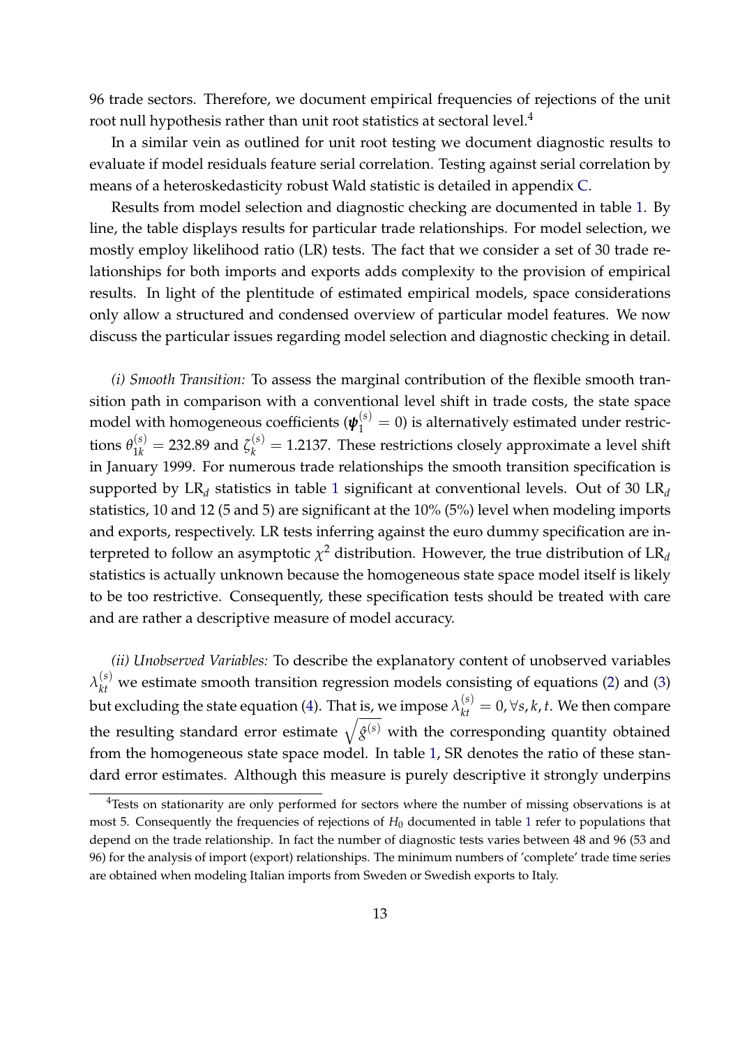96 trade sectors. Therefore, we document empirical frequencies of rejections of the unit root null hypothesis rather than unit root statistics at sectoral level.[4]

In a similar vein as outlined for unit root testing we document diagnostic results to evaluate if model residuals feature serial correlation. Testing against serial correlation by means of a heteroskedasticity robust Wald statistic is detailed in appendix C.

Results from model selection and diagnostic checking are documented in table 1. By line, the table displays results for particular trade relationships. For model selection, we mostly employ likelihood ratio (LR) tests. The fact that we consider a set of 30 trade relationships for both imports and exports adds complexity to the provision of empirical results. In light of the plentitude of estimated empirical models, space considerations only allow a structured and condensed overview of particular model features. We now discuss the particular issues regarding model selection and diagnostic checking in detail.

*(i) Smooth Transition:* To assess the marginal contribution of the flexible smooth transition path in comparison with a conventional level shift in trade costs, the state space model with homogeneous coefficients ($\boldsymbol{\psi}_1^{(s)} = 0$) is alternatively estimated under restrictions $\theta_{1k}^{(s)} = 232.89$ and $\zeta_k^{(s)} = 1.2137$. These restrictions closely approximate a level shift in January 1999. For numerous trade relationships the smooth transition specification is supported by $\text{LR}_d$ statistics in table 1 significant at conventional levels. Out of 30 $\text{LR}_d$ statistics, 10 and 12 (5 and 5) are significant at the 10% (5%) level when modeling imports and exports, respectively. LR tests inferring against the euro dummy specification are interpreted to follow an asymptotic $\chi^2$ distribution. However, the true distribution of $\text{LR}_d$ statistics is actually unknown because the homogeneous state space model itself is likely to be too restrictive. Consequently, these specification tests should be treated with care and are rather a descriptive measure of model accuracy.

*(ii) Unobserved Variables:* To describe the explanatory content of unobserved variables $\lambda_{kt}^{(s)}$ we estimate smooth transition regression models consisting of equations (2) and (3) but excluding the state equation (4). That is, we impose $\lambda_{kt}^{(s)} = 0, \forall s, k, t$. We then compare the resulting standard error estimate $\sqrt{\hat{g}^{(s)}}$ with the corresponding quantity obtained from the homogeneous state space model. In table 1, SR denotes the ratio of these standard error estimates. Although this measure is purely descriptive it strongly underpins

[4]Tests on stationarity are only performed for sectors where the number of missing observations is at most 5. Consequently the frequencies of rejections of $H_0$ documented in table 1 refer to populations that depend on the trade relationship. In fact the number of diagnostic tests varies between 48 and 96 (53 and 96) for the analysis of import (export) relationships. The minimum numbers of 'complete' trade time series are obtained when modeling Italian imports from Sweden or Swedish exports to Italy.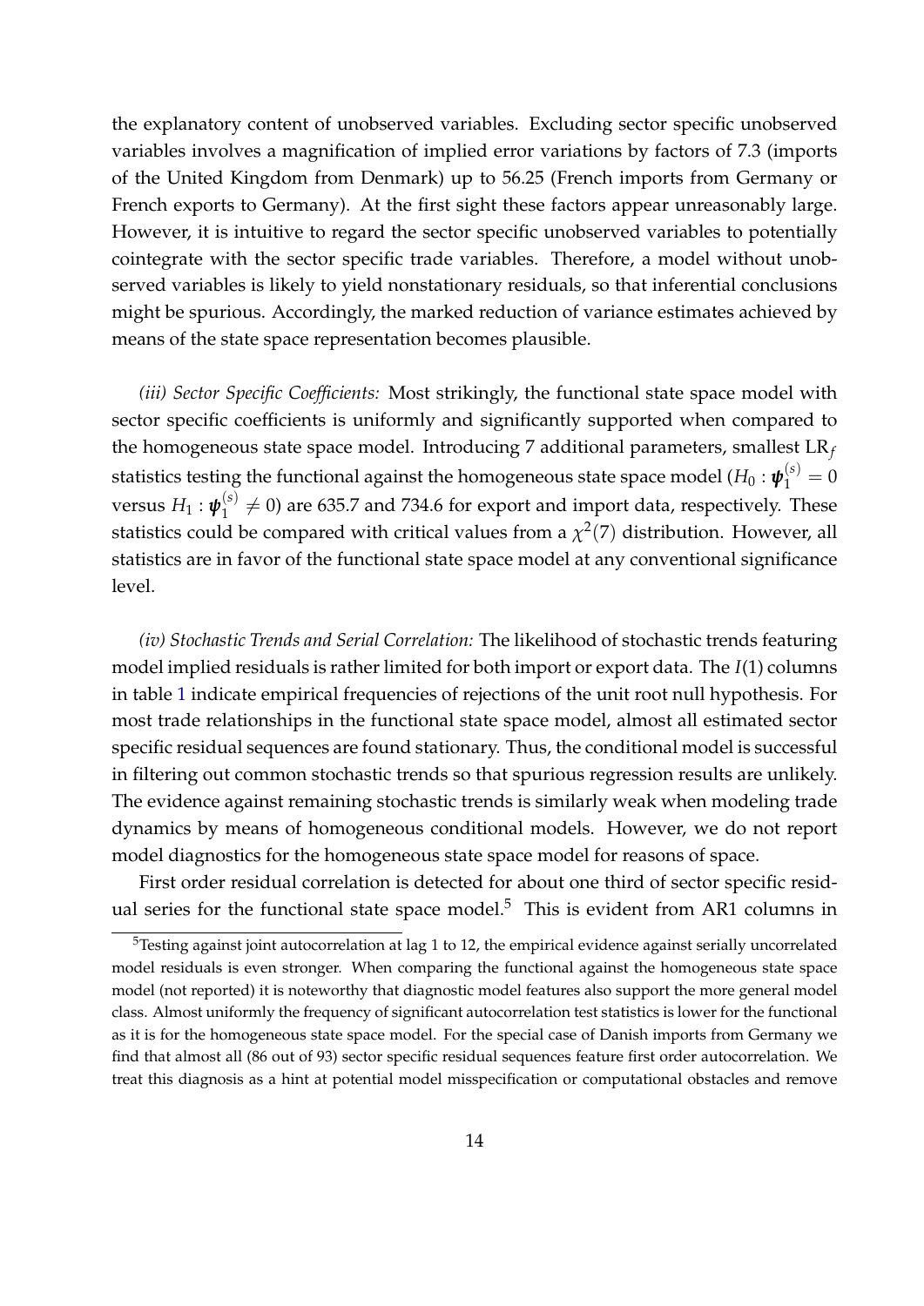the explanatory content of unobserved variables. Excluding sector specific unobserved variables involves a magnification of implied error variations by factors of 7.3 (imports of the United Kingdom from Denmark) up to 56.25 (French imports from Germany or French exports to Germany). At the first sight these factors appear unreasonably large. However, it is intuitive to regard the sector specific unobserved variables to potentially cointegrate with the sector specific trade variables. Therefore, a model without unobserved variables is likely to yield nonstationary residuals, so that inferential conclusions might be spurious. Accordingly, the marked reduction of variance estimates achieved by means of the state space representation becomes plausible.

*(iii) Sector Specific Coefficients:* Most strikingly, the functional state space model with sector specific coefficients is uniformly and significantly supported when compared to the homogeneous state space model. Introducing 7 additional parameters, smallest $\text{LR}_f$ statistics testing the functional against the homogeneous state space model ($H_0 : \boldsymbol{\psi}_1^{(s)} = 0$ versus $H_1 : \boldsymbol{\psi}_1^{(s)} \neq 0$) are 635.7 and 734.6 for export and import data, respectively. These statistics could be compared with critical values from a $\chi^2(7)$ distribution. However, all statistics are in favor of the functional state space model at any conventional significance level.

*(iv) Stochastic Trends and Serial Correlation:* The likelihood of stochastic trends featuring model implied residuals is rather limited for both import or export data. The $I(1)$ columns in table 1 indicate empirical frequencies of rejections of the unit root null hypothesis. For most trade relationships in the functional state space model, almost all estimated sector specific residual sequences are found stationary. Thus, the conditional model is successful in filtering out common stochastic trends so that spurious regression results are unlikely. The evidence against remaining stochastic trends is similarly weak when modeling trade dynamics by means of homogeneous conditional models. However, we do not report model diagnostics for the homogeneous state space model for reasons of space.

First order residual correlation is detected for about one third of sector specific residual series for the functional state space model.[5] This is evident from AR1 columns in

[5] Testing against joint autocorrelation at lag 1 to 12, the empirical evidence against serially uncorrelated model residuals is even stronger. When comparing the functional against the homogeneous state space model (not reported) it is noteworthy that diagnostic model features also support the more general model class. Almost uniformly the frequency of significant autocorrelation test statistics is lower for the functional as it is for the homogeneous state space model. For the special case of Danish imports from Germany we find that almost all (86 out of 93) sector specific residual sequences feature first order autocorrelation. We treat this diagnosis as a hint at potential model misspecification or computational obstacles and remove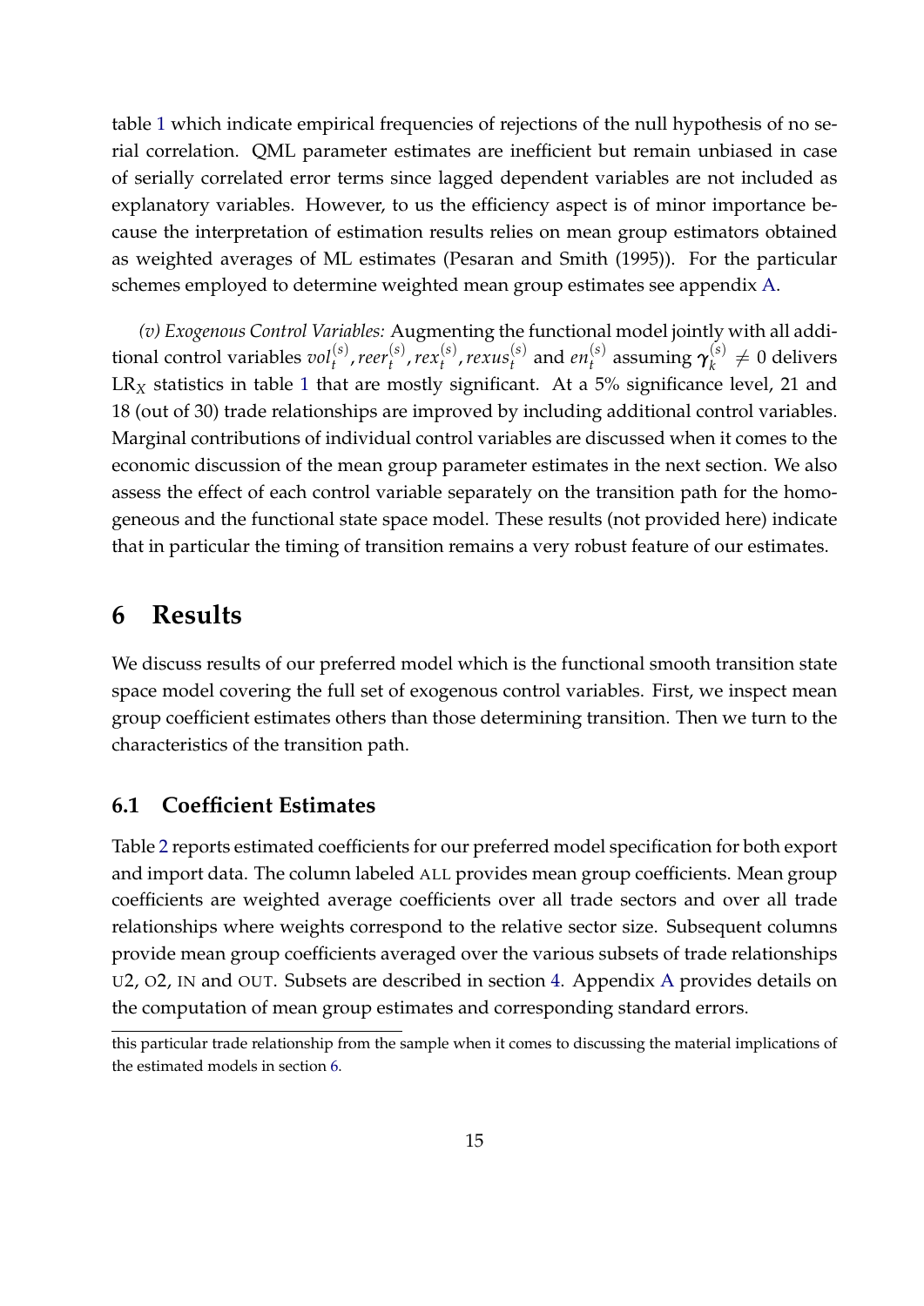table 1 which indicate empirical frequencies of rejections of the null hypothesis of no serial correlation. QML parameter estimates are inefficient but remain unbiased in case of serially correlated error terms since lagged dependent variables are not included as explanatory variables. However, to us the efficiency aspect is of minor importance because the interpretation of estimation results relies on mean group estimators obtained as weighted averages of ML estimates (Pesaran and Smith (1995)). For the particular schemes employed to determine weighted mean group estimates see appendix A.

*(v) Exogenous Control Variables:* Augmenting the functional model jointly with all additional control variables $vol_t^{(s)}, reer_t^{(s)}, rex_t^{(s)}, rexus_t^{(s)}$ and $en_t^{(s)}$ assuming $\boldsymbol{\gamma}_k^{(s)} \neq 0$ delivers $\mathrm{LR}_X$ statistics in table 1 that are mostly significant. At a 5% significance level, 21 and 18 (out of 30) trade relationships are improved by including additional control variables. Marginal contributions of individual control variables are discussed when it comes to the economic discussion of the mean group parameter estimates in the next section. We also assess the effect of each control variable separately on the transition path for the homogeneous and the functional state space model. These results (not provided here) indicate that in particular the timing of transition remains a very robust feature of our estimates.

# 6 Results

We discuss results of our preferred model which is the functional smooth transition state space model covering the full set of exogenous control variables. First, we inspect mean group coefficient estimates others than those determining transition. Then we turn to the characteristics of the transition path.

## 6.1 Coefficient Estimates

Table 2 reports estimated coefficients for our preferred model specification for both export and import data. The column labeled ALL provides mean group coefficients. Mean group coefficients are weighted average coefficients over all trade sectors and over all trade relationships where weights correspond to the relative sector size. Subsequent columns provide mean group coefficients averaged over the various subsets of trade relationships U2, O2, IN and OUT. Subsets are described in section 4. Appendix A provides details on the computation of mean group estimates and corresponding standard errors.

this particular trade relationship from the sample when it comes to discussing the material implications of the estimated models in section 6.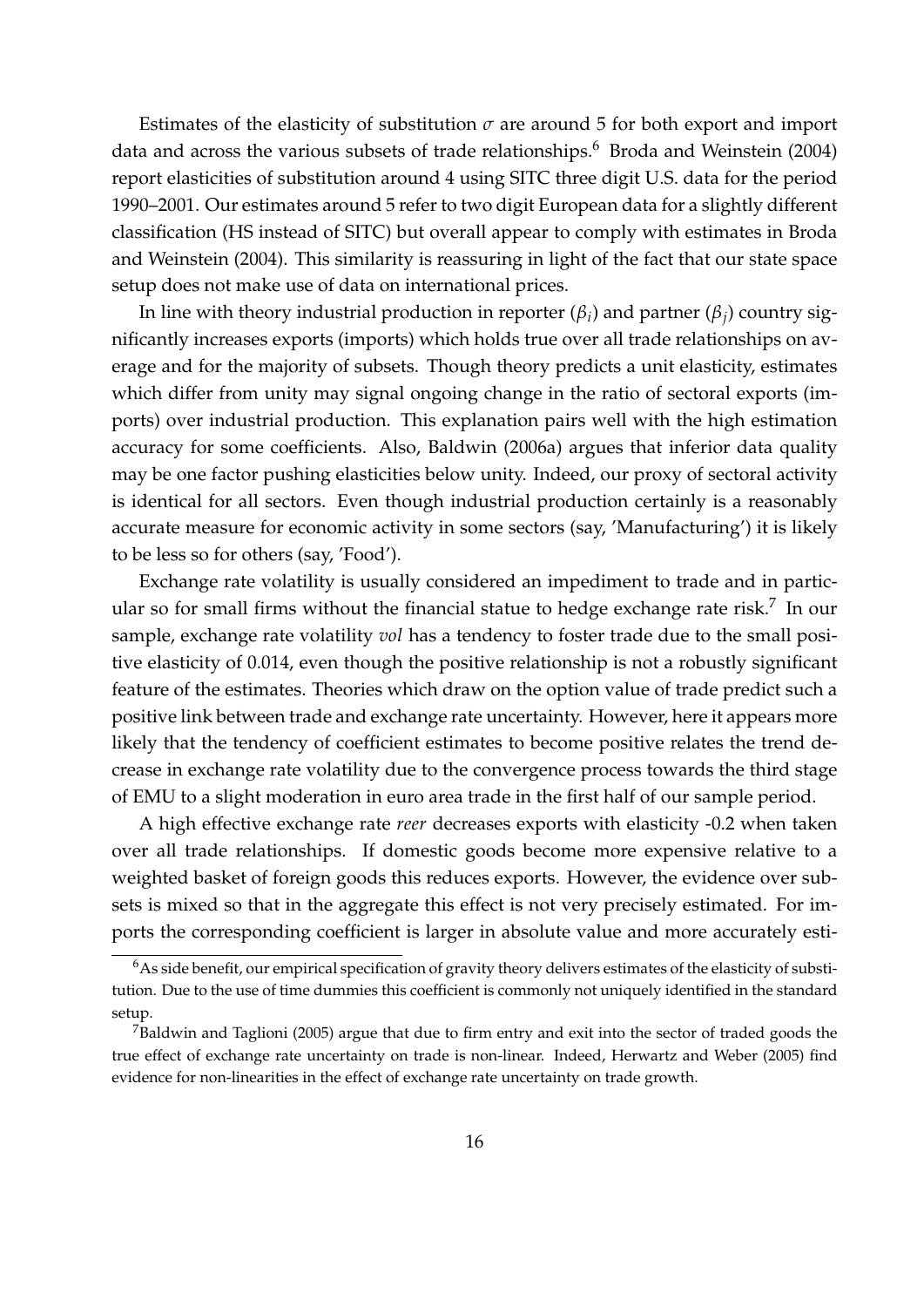Estimates of the elasticity of substitution $\sigma$ are around 5 for both export and import data and across the various subsets of trade relationships.[6] Broda and Weinstein (2004) report elasticities of substitution around 4 using SITC three digit U.S. data for the period 1990–2001. Our estimates around 5 refer to two digit European data for a slightly different classification (HS instead of SITC) but overall appear to comply with estimates in Broda and Weinstein (2004). This similarity is reassuring in light of the fact that our state space setup does not make use of data on international prices.

In line with theory industrial production in reporter ($\beta_i$) and partner ($\beta_j$) country significantly increases exports (imports) which holds true over all trade relationships on average and for the majority of subsets. Though theory predicts a unit elasticity, estimates which differ from unity may signal ongoing change in the ratio of sectoral exports (imports) over industrial production. This explanation pairs well with the high estimation accuracy for some coefficients. Also, Baldwin (2006a) argues that inferior data quality may be one factor pushing elasticities below unity. Indeed, our proxy of sectoral activity is identical for all sectors. Even though industrial production certainly is a reasonably accurate measure for economic activity in some sectors (say, 'Manufacturing') it is likely to be less so for others (say, 'Food').

Exchange rate volatility is usually considered an impediment to trade and in particular so for small firms without the financial statue to hedge exchange rate risk.[7] In our sample, exchange rate volatility *vol* has a tendency to foster trade due to the small positive elasticity of 0.014, even though the positive relationship is not a robustly significant feature of the estimates. Theories which draw on the option value of trade predict such a positive link between trade and exchange rate uncertainty. However, here it appears more likely that the tendency of coefficient estimates to become positive relates the trend decrease in exchange rate volatility due to the convergence process towards the third stage of EMU to a slight moderation in euro area trade in the first half of our sample period.

A high effective exchange rate *reer* decreases exports with elasticity -0.2 when taken over all trade relationships. If domestic goods become more expensive relative to a weighted basket of foreign goods this reduces exports. However, the evidence over subsets is mixed so that in the aggregate this effect is not very precisely estimated. For imports the corresponding coefficient is larger in absolute value and more accurately esti-

[6] As side benefit, our empirical specification of gravity theory delivers estimates of the elasticity of substitution. Due to the use of time dummies this coefficient is commonly not uniquely identified in the standard setup.

[7] Baldwin and Taglioni (2005) argue that due to firm entry and exit into the sector of traded goods the true effect of exchange rate uncertainty on trade is non-linear. Indeed, Herwartz and Weber (2005) find evidence for non-linearities in the effect of exchange rate uncertainty on trade growth.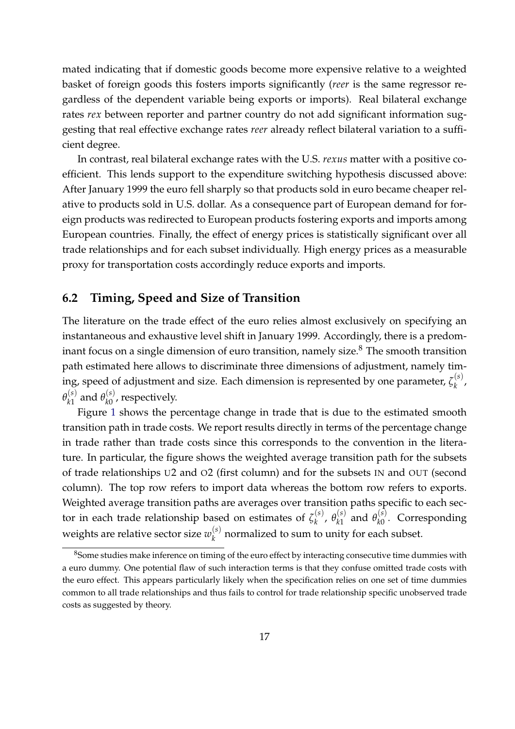mated indicating that if domestic goods become more expensive relative to a weighted basket of foreign goods this fosters imports significantly (*reer* is the same regressor regardless of the dependent variable being exports or imports). Real bilateral exchange rates *rex* between reporter and partner country do not add significant information suggesting that real effective exchange rates *reer* already reflect bilateral variation to a sufficient degree.

In contrast, real bilateral exchange rates with the U.S. *rexus* matter with a positive coefficient. This lends support to the expenditure switching hypothesis discussed above: After January 1999 the euro fell sharply so that products sold in euro became cheaper relative to products sold in U.S. dollar. As a consequence part of European demand for foreign products was redirected to European products fostering exports and imports among European countries. Finally, the effect of energy prices is statistically significant over all trade relationships and for each subset individually. High energy prices as a measurable proxy for transportation costs accordingly reduce exports and imports.

## 6.2 Timing, Speed and Size of Transition

The literature on the trade effect of the euro relies almost exclusively on specifying an instantaneous and exhaustive level shift in January 1999. Accordingly, there is a predominant focus on a single dimension of euro transition, namely size.[8] The smooth transition path estimated here allows to discriminate three dimensions of adjustment, namely timing, speed of adjustment and size. Each dimension is represented by one parameter, $\zeta_k^{(s)}$, $\theta_{k1}^{(s)}$ and $\theta_{k0}^{(s)}$, respectively.

Figure 1 shows the percentage change in trade that is due to the estimated smooth transition path in trade costs. We report results directly in terms of the percentage change in trade rather than trade costs since this corresponds to the convention in the literature. In particular, the figure shows the weighted average transition path for the subsets of trade relationships U2 and O2 (first column) and for the subsets IN and OUT (second column). The top row refers to import data whereas the bottom row refers to exports. Weighted average transition paths are averages over transition paths specific to each sector in each trade relationship based on estimates of $\zeta_k^{(s)}$, $\theta_{k1}^{(s)}$ and $\theta_{k0}^{(s)}$. Corresponding weights are relative sector size $w_k^{(s)}$ normalized to sum to unity for each subset.

[8]Some studies make inference on timing of the euro effect by interacting consecutive time dummies with a euro dummy. One potential flaw of such interaction terms is that they confuse omitted trade costs with the euro effect. This appears particularly likely when the specification relies on one set of time dummies common to all trade relationships and thus fails to control for trade relationship specific unobserved trade costs as suggested by theory.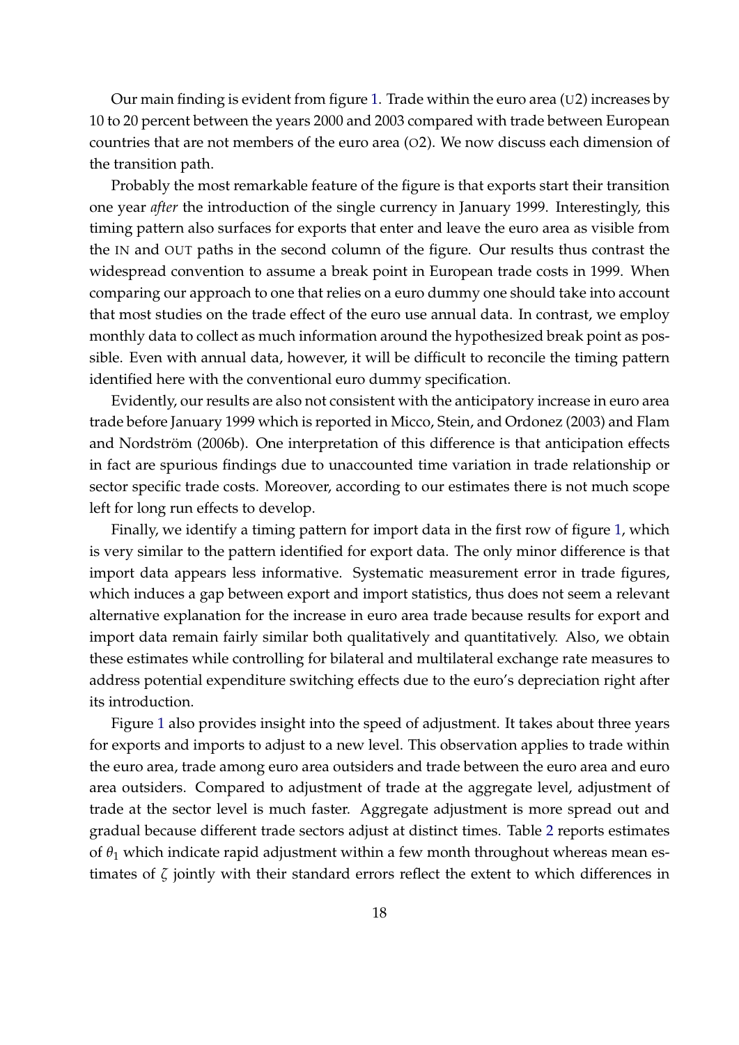Our main finding is evident from figure 1. Trade within the euro area (U2) increases by 10 to 20 percent between the years 2000 and 2003 compared with trade between European countries that are not members of the euro area (O2). We now discuss each dimension of the transition path.

Probably the most remarkable feature of the figure is that exports start their transition one year *after* the introduction of the single currency in January 1999. Interestingly, this timing pattern also surfaces for exports that enter and leave the euro area as visible from the IN and OUT paths in the second column of the figure. Our results thus contrast the widespread convention to assume a break point in European trade costs in 1999. When comparing our approach to one that relies on a euro dummy one should take into account that most studies on the trade effect of the euro use annual data. In contrast, we employ monthly data to collect as much information around the hypothesized break point as possible. Even with annual data, however, it will be difficult to reconcile the timing pattern identified here with the conventional euro dummy specification.

Evidently, our results are also not consistent with the anticipatory increase in euro area trade before January 1999 which is reported in Micco, Stein, and Ordonez (2003) and Flam and Nordström (2006b). One interpretation of this difference is that anticipation effects in fact are spurious findings due to unaccounted time variation in trade relationship or sector specific trade costs. Moreover, according to our estimates there is not much scope left for long run effects to develop.

Finally, we identify a timing pattern for import data in the first row of figure 1, which is very similar to the pattern identified for export data. The only minor difference is that import data appears less informative. Systematic measurement error in trade figures, which induces a gap between export and import statistics, thus does not seem a relevant alternative explanation for the increase in euro area trade because results for export and import data remain fairly similar both qualitatively and quantitatively. Also, we obtain these estimates while controlling for bilateral and multilateral exchange rate measures to address potential expenditure switching effects due to the euro's depreciation right after its introduction.

Figure 1 also provides insight into the speed of adjustment. It takes about three years for exports and imports to adjust to a new level. This observation applies to trade within the euro area, trade among euro area outsiders and trade between the euro area and euro area outsiders. Compared to adjustment of trade at the aggregate level, adjustment of trade at the sector level is much faster. Aggregate adjustment is more spread out and gradual because different trade sectors adjust at distinct times. Table 2 reports estimates of $\theta_1$ which indicate rapid adjustment within a few month throughout whereas mean estimates of $\zeta$ jointly with their standard errors reflect the extent to which differences in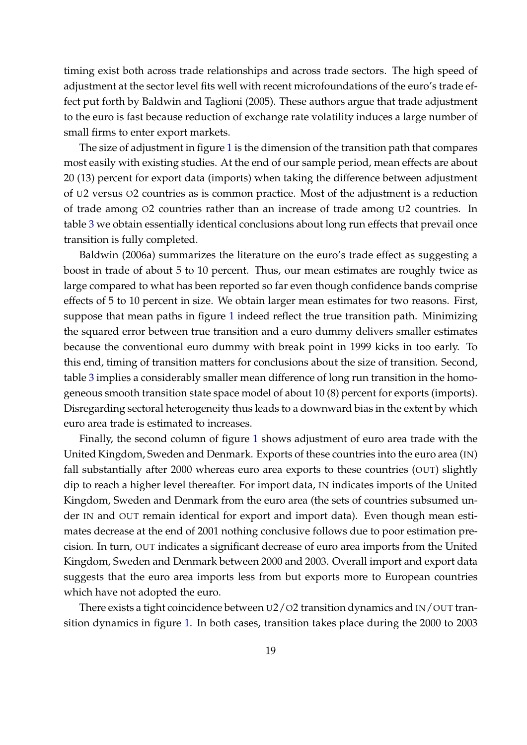timing exist both across trade relationships and across trade sectors. The high speed of adjustment at the sector level fits well with recent microfoundations of the euro's trade effect put forth by Baldwin and Taglioni (2005). These authors argue that trade adjustment to the euro is fast because reduction of exchange rate volatility induces a large number of small firms to enter export markets.

The size of adjustment in figure 1 is the dimension of the transition path that compares most easily with existing studies. At the end of our sample period, mean effects are about 20 (13) percent for export data (imports) when taking the difference between adjustment of U2 versus O2 countries as is common practice. Most of the adjustment is a reduction of trade among O2 countries rather than an increase of trade among U2 countries. In table 3 we obtain essentially identical conclusions about long run effects that prevail once transition is fully completed.

Baldwin (2006a) summarizes the literature on the euro's trade effect as suggesting a boost in trade of about 5 to 10 percent. Thus, our mean estimates are roughly twice as large compared to what has been reported so far even though confidence bands comprise effects of 5 to 10 percent in size. We obtain larger mean estimates for two reasons. First, suppose that mean paths in figure 1 indeed reflect the true transition path. Minimizing the squared error between true transition and a euro dummy delivers smaller estimates because the conventional euro dummy with break point in 1999 kicks in too early. To this end, timing of transition matters for conclusions about the size of transition. Second, table 3 implies a considerably smaller mean difference of long run transition in the homogeneous smooth transition state space model of about 10 (8) percent for exports (imports). Disregarding sectoral heterogeneity thus leads to a downward bias in the extent by which euro area trade is estimated to increases.

Finally, the second column of figure 1 shows adjustment of euro area trade with the United Kingdom, Sweden and Denmark. Exports of these countries into the euro area (IN) fall substantially after 2000 whereas euro area exports to these countries (OUT) slightly dip to reach a higher level thereafter. For import data, IN indicates imports of the United Kingdom, Sweden and Denmark from the euro area (the sets of countries subsumed under IN and OUT remain identical for export and import data). Even though mean estimates decrease at the end of 2001 nothing conclusive follows due to poor estimation precision. In turn, OUT indicates a significant decrease of euro area imports from the United Kingdom, Sweden and Denmark between 2000 and 2003. Overall import and export data suggests that the euro area imports less from but exports more to European countries which have not adopted the euro.

There exists a tight coincidence between U2/O2 transition dynamics and IN/OUT transition dynamics in figure 1. In both cases, transition takes place during the 2000 to 2003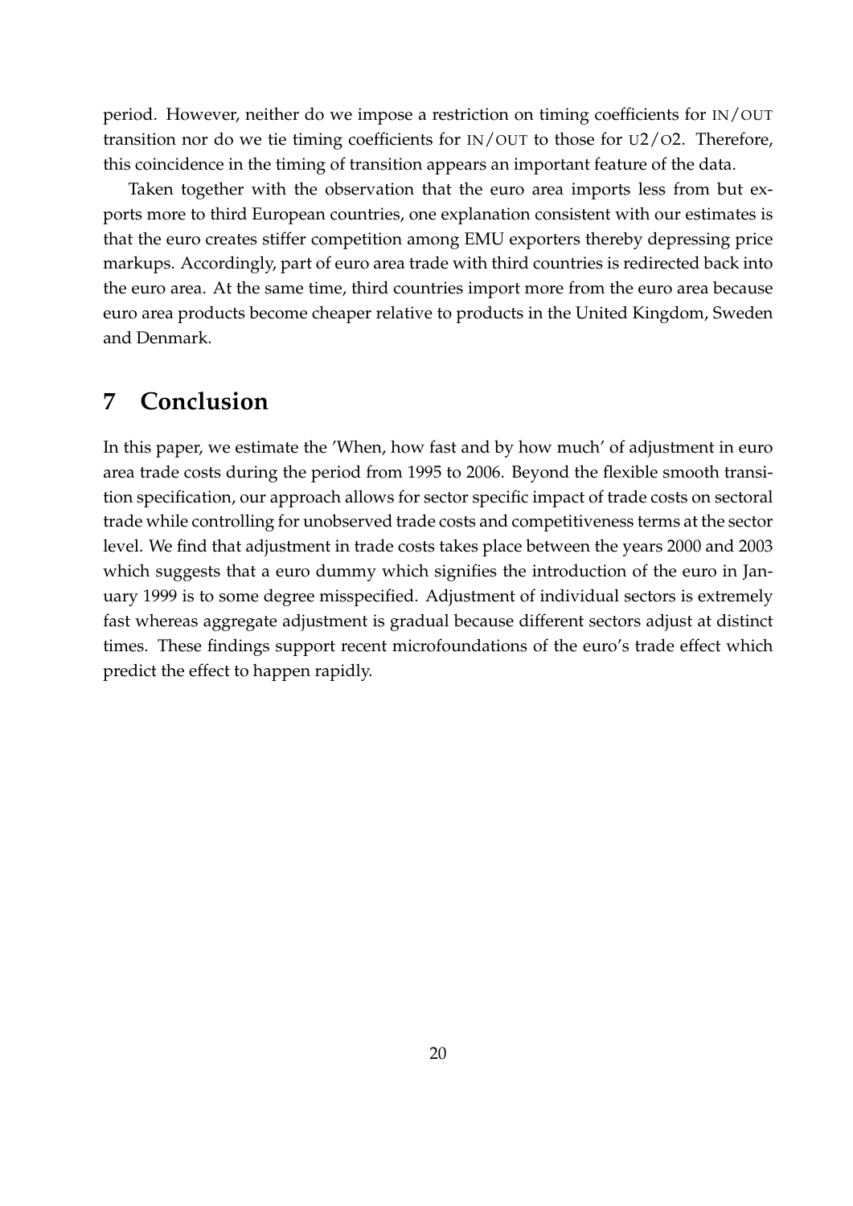period. However, neither do we impose a restriction on timing coefficients for IN/OUT transition nor do we tie timing coefficients for IN/OUT to those for U2/O2. Therefore, this coincidence in the timing of transition appears an important feature of the data.

Taken together with the observation that the euro area imports less from but exports more to third European countries, one explanation consistent with our estimates is that the euro creates stiffer competition among EMU exporters thereby depressing price markups. Accordingly, part of euro area trade with third countries is redirected back into the euro area. At the same time, third countries import more from the euro area because euro area products become cheaper relative to products in the United Kingdom, Sweden and Denmark.

# 7 Conclusion

In this paper, we estimate the 'When, how fast and by how much' of adjustment in euro area trade costs during the period from 1995 to 2006. Beyond the flexible smooth transition specification, our approach allows for sector specific impact of trade costs on sectoral trade while controlling for unobserved trade costs and competitiveness terms at the sector level. We find that adjustment in trade costs takes place between the years 2000 and 2003 which suggests that a euro dummy which signifies the introduction of the euro in January 1999 is to some degree misspecified. Adjustment of individual sectors is extremely fast whereas aggregate adjustment is gradual because different sectors adjust at distinct times. These findings support recent microfoundations of the euro's trade effect which predict the effect to happen rapidly.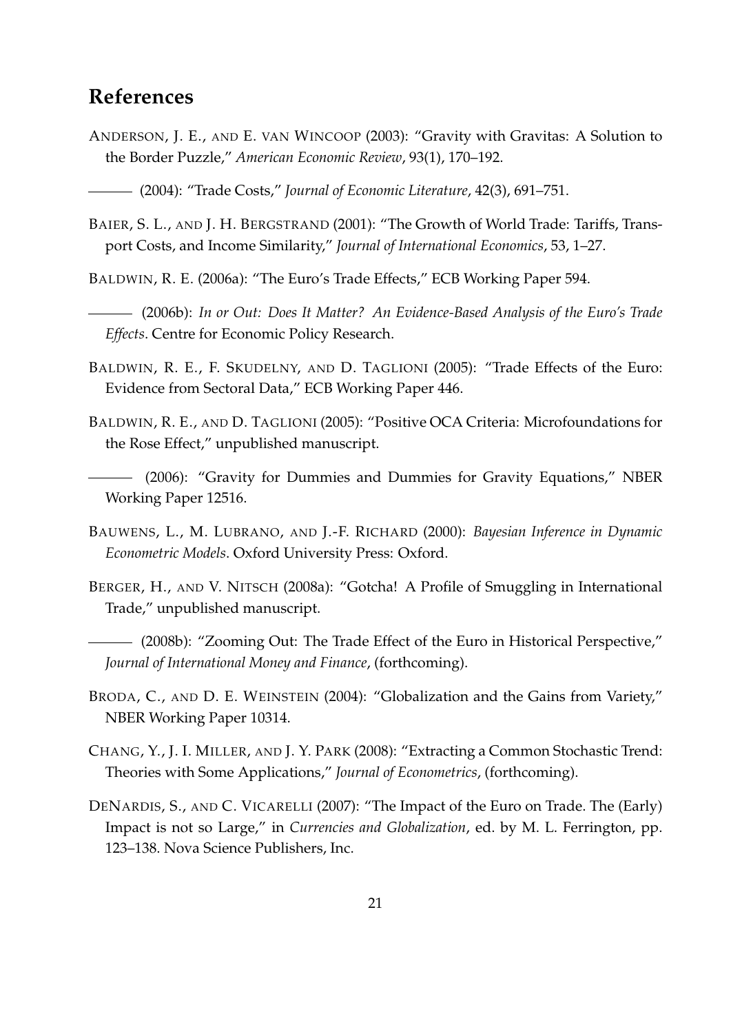## References

ANDERSON, J. E., AND E. VAN WINCOOP (2003): "Gravity with Gravitas: A Solution to the Border Puzzle," *American Economic Review*, 93(1), 170–192.

——— (2004): "Trade Costs," *Journal of Economic Literature*, 42(3), 691–751.

BAIER, S. L., AND J. H. BERGSTRAND (2001): "The Growth of World Trade: Tariffs, Transport Costs, and Income Similarity," *Journal of International Economics*, 53, 1–27.

BALDWIN, R. E. (2006a): "The Euro's Trade Effects," ECB Working Paper 594.

——— (2006b): *In or Out: Does It Matter? An Evidence-Based Analysis of the Euro's Trade Effects*. Centre for Economic Policy Research.

BALDWIN, R. E., F. SKUDELNY, AND D. TAGLIONI (2005): "Trade Effects of the Euro: Evidence from Sectoral Data," ECB Working Paper 446.

BALDWIN, R. E., AND D. TAGLIONI (2005): "Positive OCA Criteria: Microfoundations for the Rose Effect," unpublished manuscript.

——— (2006): "Gravity for Dummies and Dummies for Gravity Equations," NBER Working Paper 12516.

BAUWENS, L., M. LUBRANO, AND J.-F. RICHARD (2000): *Bayesian Inference in Dynamic Econometric Models*. Oxford University Press: Oxford.

BERGER, H., AND V. NITSCH (2008a): "Gotcha! A Profile of Smuggling in International Trade," unpublished manuscript.

——— (2008b): "Zooming Out: The Trade Effect of the Euro in Historical Perspective," *Journal of International Money and Finance*, (forthcoming).

BRODA, C., AND D. E. WEINSTEIN (2004): "Globalization and the Gains from Variety," NBER Working Paper 10314.

CHANG, Y., J. I. MILLER, AND J. Y. PARK (2008): "Extracting a Common Stochastic Trend: Theories with Some Applications," *Journal of Econometrics*, (forthcoming).

DENARDIS, S., AND C. VICARELLI (2007): "The Impact of the Euro on Trade. The (Early) Impact is not so Large," in *Currencies and Globalization*, ed. by M. L. Ferrington, pp. 123–138. Nova Science Publishers, Inc.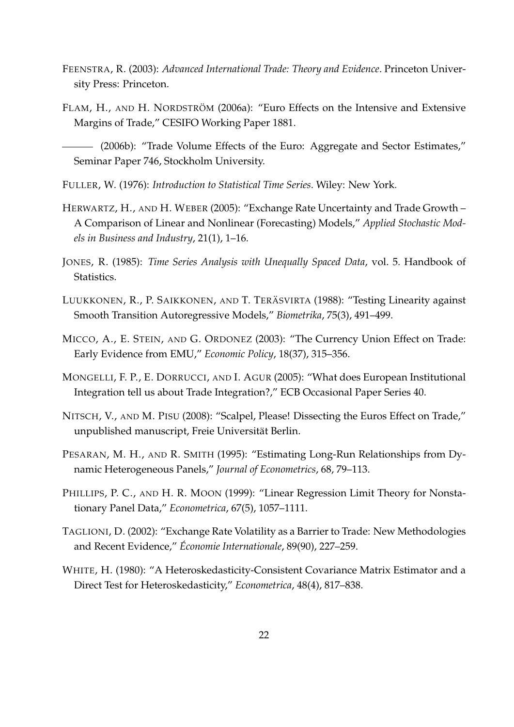FEENSTRA, R. (2003): *Advanced International Trade: Theory and Evidence*. Princeton University Press: Princeton.

FLAM, H., AND H. NORDSTRÖM (2006a): "Euro Effects on the Intensive and Extensive Margins of Trade," CESIFO Working Paper 1881.

——— (2006b): "Trade Volume Effects of the Euro: Aggregate and Sector Estimates," Seminar Paper 746, Stockholm University.

FULLER, W. (1976): *Introduction to Statistical Time Series*. Wiley: New York.

HERWARTZ, H., AND H. WEBER (2005): "Exchange Rate Uncertainty and Trade Growth – A Comparison of Linear and Nonlinear (Forecasting) Models," *Applied Stochastic Models in Business and Industry*, 21(1), 1–16.

JONES, R. (1985): *Time Series Analysis with Unequally Spaced Data*, vol. 5. Handbook of Statistics.

LUUKKONEN, R., P. SAIKKONEN, AND T. TERÄSVIRTA (1988): "Testing Linearity against Smooth Transition Autoregressive Models," *Biometrika*, 75(3), 491–499.

MICCO, A., E. STEIN, AND G. ORDONEZ (2003): "The Currency Union Effect on Trade: Early Evidence from EMU," *Economic Policy*, 18(37), 315–356.

MONGELLI, F. P., E. DORRUCCI, AND I. AGUR (2005): "What does European Institutional Integration tell us about Trade Integration?," ECB Occasional Paper Series 40.

NITSCH, V., AND M. PISU (2008): "Scalpel, Please! Dissecting the Euros Effect on Trade," unpublished manuscript, Freie Universität Berlin.

PESARAN, M. H., AND R. SMITH (1995): "Estimating Long-Run Relationships from Dynamic Heterogeneous Panels," *Journal of Econometrics*, 68, 79–113.

PHILLIPS, P. C., AND H. R. MOON (1999): "Linear Regression Limit Theory for Nonstationary Panel Data," *Econometrica*, 67(5), 1057–1111.

TAGLIONI, D. (2002): "Exchange Rate Volatility as a Barrier to Trade: New Methodologies and Recent Evidence," *Économie Internationale*, 89(90), 227–259.

WHITE, H. (1980): "A Heteroskedasticity-Consistent Covariance Matrix Estimator and a Direct Test for Heteroskedasticity," *Econometrica*, 48(4), 817–838.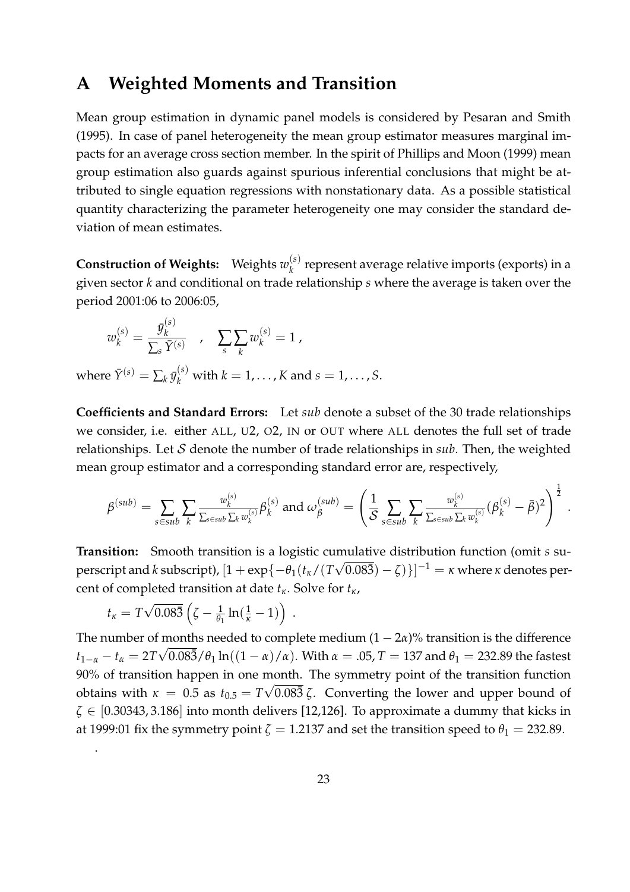# A Weighted Moments and Transition

Mean group estimation in dynamic panel models is considered by Pesaran and Smith (1995). In case of panel heterogeneity the mean group estimator measures marginal impacts for an average cross section member. In the spirit of Phillips and Moon (1999) mean group estimation also guards against spurious inferential conclusions that might be attributed to single equation regressions with nonstationary data. As a possible statistical quantity characterizing the parameter heterogeneity one may consider the standard deviation of mean estimates.

**Construction of Weights:** Weights $w_k^{(s)}$ represent average relative imports (exports) in a given sector $k$ and conditional on trade relationship $s$ where the average is taken over the period 2001:06 to 2006:05,

$$w_k^{(s)} = \frac{\bar{y}_k^{(s)}}{\sum_s \bar{Y}^{(s)}} \quad , \quad \sum_s \sum_k w_k^{(s)} = 1 \, ,$$

where $\bar{Y}^{(s)} = \sum_k \bar{y}_k^{(s)}$ with $k = 1, \ldots, K$ and $s = 1, \ldots, S$.

**Coefficients and Standard Errors:** Let *sub* denote a subset of the 30 trade relationships we consider, i.e. either ALL, U2, O2, IN or OUT where ALL denotes the full set of trade relationships. Let $\mathcal{S}$ denote the number of trade relationships in *sub*. Then, the weighted mean group estimator and a corresponding standard error are, respectively,

$$\beta^{(sub)} = \sum_{s \in sub} \sum_k \frac{w_k^{(s)}}{\sum_{s \in sub} \sum_k w_k^{(s)}} \beta_k^{(s)} \text{ and } \omega_\beta^{(sub)} = \left( \frac{1}{\mathcal{S}} \sum_{s \in sub} \sum_k \frac{w_k^{(s)}}{\sum_{s \in sub} \sum_k w_k^{(s)}} (\beta_k^{(s)} - \bar{\beta})^2 \right)^{\frac{1}{2}} .$$

**Transition:** Smooth transition is a logistic cumulative distribution function (omit $s$ superscript and $k$ subscript), $[1 + \exp\{-\theta_1(t_\kappa/(T\sqrt{0.08\bar{3}}) - \zeta)\}]^{-1} = \kappa$ where $\kappa$ denotes percent of completed transition at date $t_\kappa$. Solve for $t_\kappa$,

$$t_\kappa = T\sqrt{0.08\bar{3}} \left( \zeta - \frac{1}{\theta_1} \ln(\frac{1}{\kappa} - 1) \right) .$$

The number of months needed to complete medium $(1-2\alpha)$% transition is the difference $t_{1-\alpha} - t_\alpha = 2T\sqrt{0.08\bar{3}}/\theta_1 \ln((1-\alpha)/\alpha)$. With $\alpha = .05$, $T = 137$ and $\theta_1 = 232.89$ the fastest 90% of transition happen in one month. The symmetry point of the transition function obtains with $\kappa = 0.5$ as $t_{0.5} = T\sqrt{0.08\bar{3}}\,\zeta$. Converting the lower and upper bound of $\zeta \in [0.30343, 3.186]$ into month delivers [12,126]. To approximate a dummy that kicks in at 1999:01 fix the symmetry point $\zeta = 1.2137$ and set the transition speed to $\theta_1 = 232.89$.

.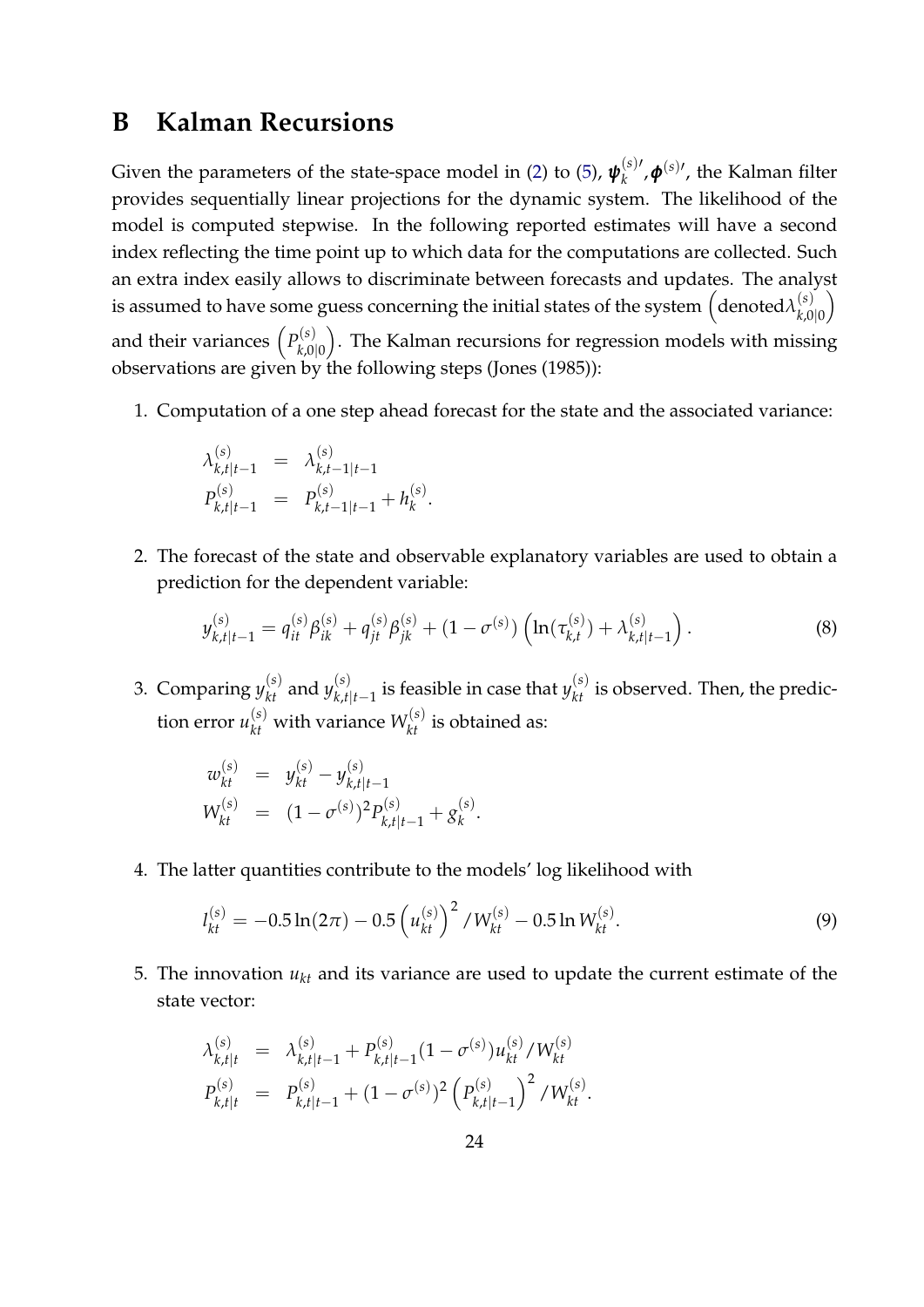# B Kalman Recursions

Given the parameters of the state-space model in (2) to (5), $\boldsymbol{\psi}_k^{(s)\prime}, \boldsymbol{\phi}^{(s)\prime}$, the Kalman filter provides sequentially linear projections for the dynamic system. The likelihood of the model is computed stepwise. In the following reported estimates will have a second index reflecting the time point up to which data for the computations are collected. Such an extra index easily allows to discriminate between forecasts and updates. The analyst is assumed to have some guess concerning the initial states of the system $\left(\text{denoted}\lambda_{k,0|0}^{(s)}\right)$ and their variances $\left(P_{k,0|0}^{(s)}\right)$. The Kalman recursions for regression models with missing observations are given by the following steps (Jones (1985)):

1. Computation of a one step ahead forecast for the state and the associated variance:

$$
\begin{aligned}
\lambda_{k,t|t-1}^{(s)} &= \lambda_{k,t-1|t-1}^{(s)} \\
P_{k,t|t-1}^{(s)} &= P_{k,t-1|t-1}^{(s)} + h_k^{(s)}.
\end{aligned}
$$

2. The forecast of the state and observable explanatory variables are used to obtain a prediction for the dependent variable:

$$
y_{k,t|t-1}^{(s)} = q_{it}^{(s)}\beta_{ik}^{(s)} + q_{jt}^{(s)}\beta_{jk}^{(s)} + (1-\sigma^{(s)})\left(\ln(\tau_{k,t}^{(s)}) + \lambda_{k,t|t-1}^{(s)}\right). \tag{8}
$$

3. Comparing $y_{kt}^{(s)}$ and $y_{k,t|t-1}^{(s)}$ is feasible in case that $y_{kt}^{(s)}$ is observed. Then, the prediction error $u_{kt}^{(s)}$ with variance $W_{kt}^{(s)}$ is obtained as:

$$
\begin{aligned}
w_{kt}^{(s)} &= y_{kt}^{(s)} - y_{k,t|t-1}^{(s)} \\
W_{kt}^{(s)} &= (1-\sigma^{(s)})^2 P_{k,t|t-1}^{(s)} + g_k^{(s)}.
\end{aligned}
$$

4. The latter quantities contribute to the models' log likelihood with

$$
l_{kt}^{(s)} = -0.5\ln(2\pi) - 0.5\left(u_{kt}^{(s)}\right)^2/W_{kt}^{(s)} - 0.5\ln W_{kt}^{(s)}. \tag{9}
$$

5. The innovation $u_{kt}$ and its variance are used to update the current estimate of the state vector:

$$
\begin{aligned}
\lambda_{k,t|t}^{(s)} &= \lambda_{k,t|t-1}^{(s)} + P_{k,t|t-1}^{(s)}(1-\sigma^{(s)})u_{kt}^{(s)}/W_{kt}^{(s)} \\
P_{k,t|t}^{(s)} &= P_{k,t|t-1}^{(s)} + (1-\sigma^{(s)})^2\left(P_{k,t|t-1}^{(s)}\right)^2/W_{kt}^{(s)}.
\end{aligned}
$$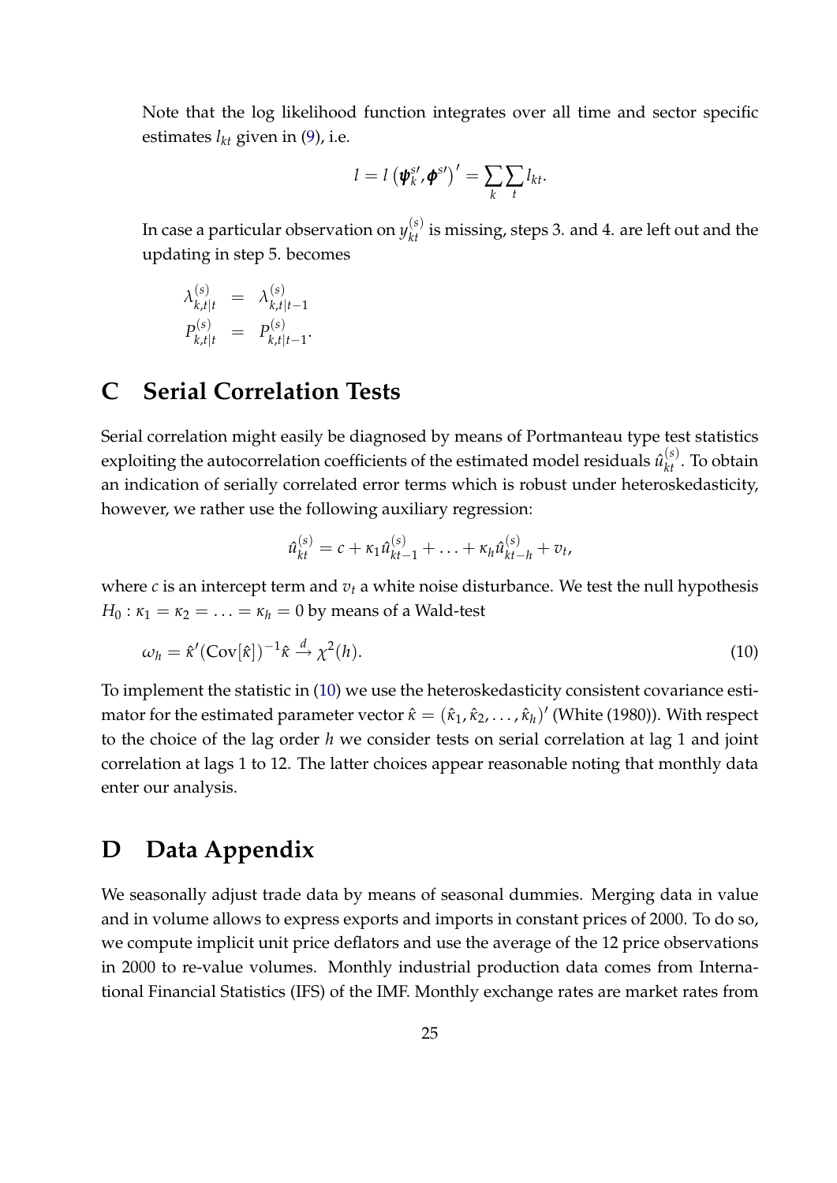Note that the log likelihood function integrates over all time and sector specific estimates $l_{kt}$ given in (9), i.e.

$$l = l\left(\boldsymbol{\psi}_k^{s\prime}, \boldsymbol{\phi}^{s\prime}\right)' = \sum_k \sum_t l_{kt}.$$

In case a particular observation on $y_{kt}^{(s)}$ is missing, steps 3. and 4. are left out and the updating in step 5. becomes

$$\begin{aligned} \lambda_{k,t|t}^{(s)} &= \lambda_{k,t|t-1}^{(s)} \\ P_{k,t|t}^{(s)} &= P_{k,t|t-1}^{(s)}. \end{aligned}$$

# C Serial Correlation Tests

Serial correlation might easily be diagnosed by means of Portmanteau type test statistics exploiting the autocorrelation coefficients of the estimated model residuals $\hat{u}_{kt}^{(s)}$. To obtain an indication of serially correlated error terms which is robust under heteroskedasticity, however, we rather use the following auxiliary regression:

$$\hat{u}_{kt}^{(s)} = c + \kappa_1 \hat{u}_{kt-1}^{(s)} + \ldots + \kappa_h \hat{u}_{kt-h}^{(s)} + v_t,$$

where $c$ is an intercept term and $v_t$ a white noise disturbance. We test the null hypothesis $H_0 : \kappa_1 = \kappa_2 = \ldots = \kappa_h = 0$ by means of a Wald-test

$$\omega_h = \hat{\kappa}'(\text{Cov}[\hat{\kappa}])^{-1}\hat{\kappa} \xrightarrow{d} \chi^2(h). \tag{10}$$

To implement the statistic in (10) we use the heteroskedasticity consistent covariance estimator for the estimated parameter vector $\hat{\kappa} = (\hat{\kappa}_1, \hat{\kappa}_2, \ldots, \hat{\kappa}_h)'$ (White (1980)). With respect to the choice of the lag order $h$ we consider tests on serial correlation at lag 1 and joint correlation at lags 1 to 12. The latter choices appear reasonable noting that monthly data enter our analysis.

# D Data Appendix

We seasonally adjust trade data by means of seasonal dummies. Merging data in value and in volume allows to express exports and imports in constant prices of 2000. To do so, we compute implicit unit price deflators and use the average of the 12 price observations in 2000 to re-value volumes. Monthly industrial production data comes from International Financial Statistics (IFS) of the IMF. Monthly exchange rates are market rates from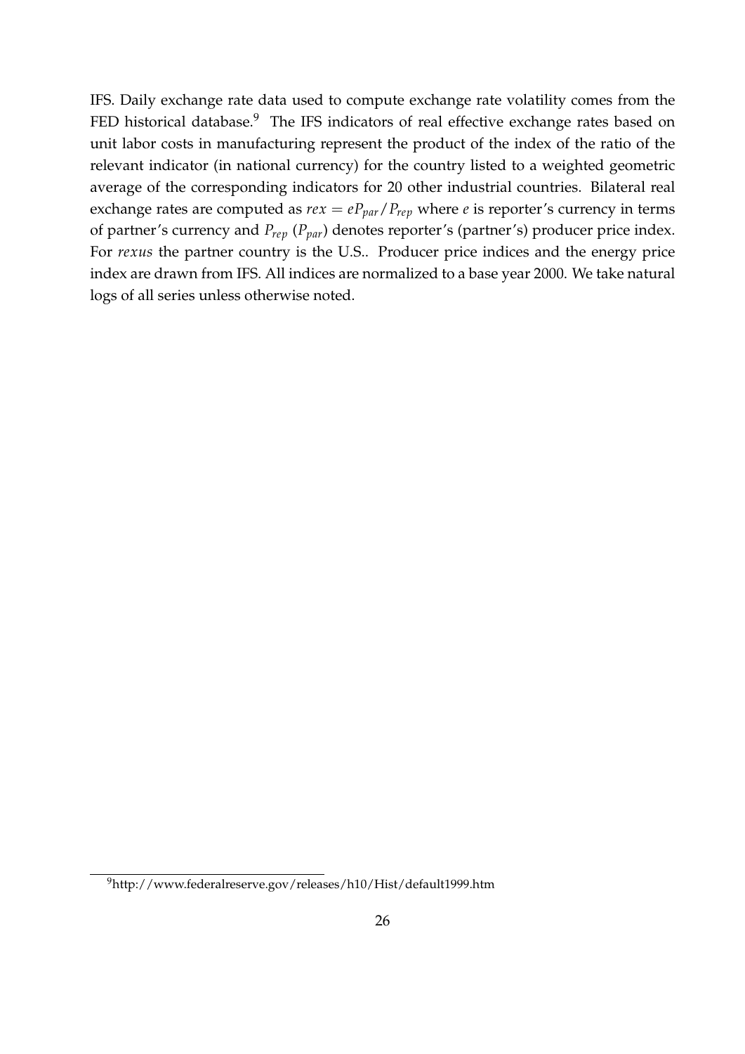IFS. Daily exchange rate data used to compute exchange rate volatility comes from the FED historical database.[9] The IFS indicators of real effective exchange rates based on unit labor costs in manufacturing represent the product of the index of the ratio of the relevant indicator (in national currency) for the country listed to a weighted geometric average of the corresponding indicators for 20 other industrial countries. Bilateral real exchange rates are computed as $rex = eP_{par}/P_{rep}$ where $e$ is reporter's currency in terms of partner's currency and $P_{rep}$ ($P_{par}$) denotes reporter's (partner's) producer price index. For *rexus* the partner country is the U.S.. Producer price indices and the energy price index are drawn from IFS. All indices are normalized to a base year 2000. We take natural logs of all series unless otherwise noted.

[9] http://www.federalreserve.gov/releases/h10/Hist/default1999.htm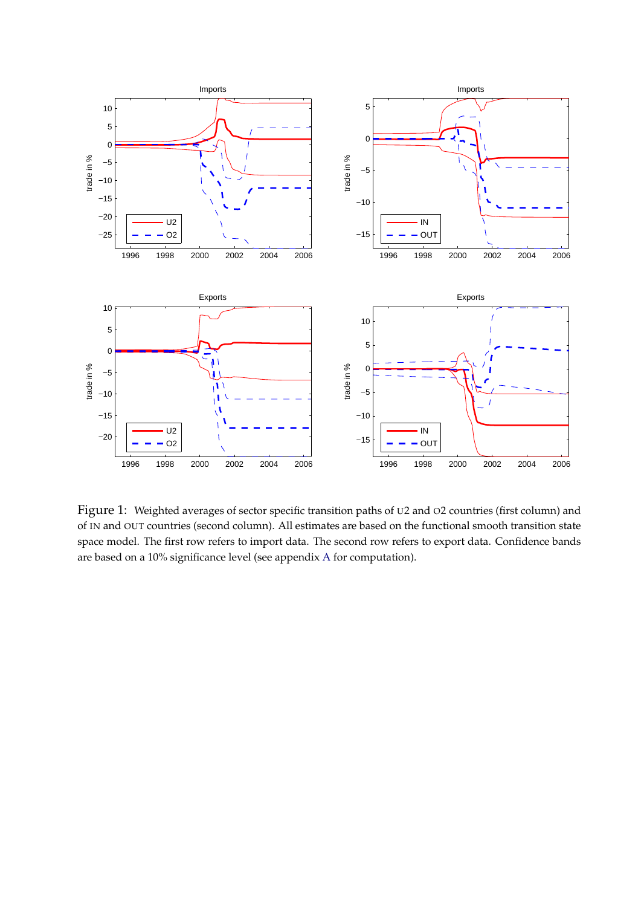Figure 1: Weighted averages of sector specific transition paths of U2 and O2 countries (first column) and of IN and OUT countries (second column). All estimates are based on the functional smooth transition state space model. The first row refers to import data. The second row refers to export data. Confidence bands are based on a 10% significance level (see appendix A for computation).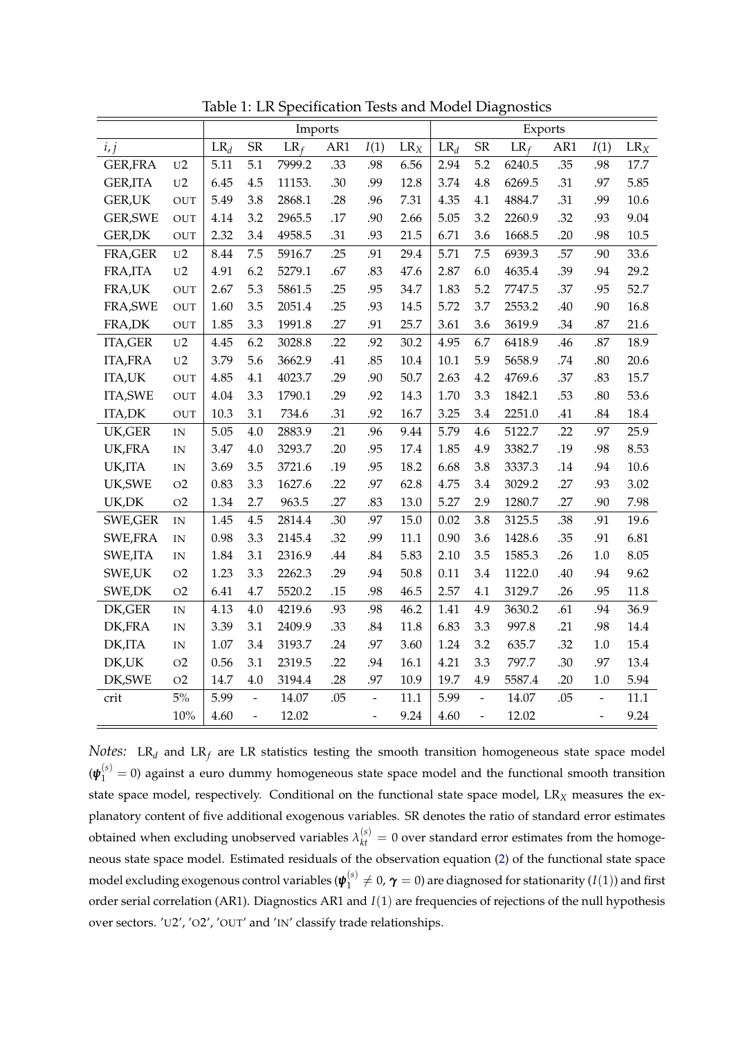Table 1: LR Specification Tests and Model Diagnostics

| | | Imports | | | | | | Exports | | | | | |
|---|---|---|---|---|---|---|---|---|---|---|---|---|---|
| $i,j$ | | $\mathrm{LR}_d$ | SR | $\mathrm{LR}_f$ | AR1 | $I(1)$ | $\mathrm{LR}_X$ | $\mathrm{LR}_d$ | SR | $\mathrm{LR}_f$ | AR1 | $I(1)$ | $\mathrm{LR}_X$ |
| GER,FRA | U2 | 5.11 | 5.1 | 7999.2 | .33 | .98 | 6.56 | 2.94 | 5.2 | 6240.5 | .35 | .98 | 17.7 |
| GER,ITA | U2 | 6.45 | 4.5 | 11153. | .30 | .99 | 12.8 | 3.74 | 4.8 | 6269.5 | .31 | .97 | 5.85 |
| GER,UK | OUT | 5.49 | 3.8 | 2868.1 | .28 | .96 | 7.31 | 4.35 | 4.1 | 4884.7 | .31 | .99 | 10.6 |
| GER,SWE | OUT | 4.14 | 3.2 | 2965.5 | .17 | .90 | 2.66 | 5.05 | 3.2 | 2260.9 | .32 | .93 | 9.04 |
| GER,DK | OUT | 2.32 | 3.4 | 4958.5 | .31 | .93 | 21.5 | 6.71 | 3.6 | 1668.5 | .20 | .98 | 10.5 |
| FRA,GER | U2 | 8.44 | 7.5 | 5916.7 | .25 | .91 | 29.4 | 5.71 | 7.5 | 6939.3 | .57 | .90 | 33.6 |
| FRA,ITA | U2 | 4.91 | 6.2 | 5279.1 | .67 | .83 | 47.6 | 2.87 | 6.0 | 4635.4 | .39 | .94 | 29.2 |
| FRA,UK | OUT | 2.67 | 5.3 | 5861.5 | .25 | .95 | 34.7 | 1.83 | 5.2 | 7747.5 | .37 | .95 | 52.7 |
| FRA,SWE | OUT | 1.60 | 3.5 | 2051.4 | .25 | .93 | 14.5 | 5.72 | 3.7 | 2553.2 | .40 | .90 | 16.8 |
| FRA,DK | OUT | 1.85 | 3.3 | 1991.8 | .27 | .91 | 25.7 | 3.61 | 3.6 | 3619.9 | .34 | .87 | 21.6 |
| ITA,GER | U2 | 4.45 | 6.2 | 3028.8 | .22 | .92 | 30.2 | 4.95 | 6.7 | 6418.9 | .46 | .87 | 18.9 |
| ITA,FRA | U2 | 3.79 | 5.6 | 3662.9 | .41 | .85 | 10.4 | 10.1 | 5.9 | 5658.9 | .74 | .80 | 20.6 |
| ITA,UK | OUT | 4.85 | 4.1 | 4023.7 | .29 | .90 | 50.7 | 2.63 | 4.2 | 4769.6 | .37 | .83 | 15.7 |
| ITA,SWE | OUT | 4.04 | 3.3 | 1790.1 | .29 | .92 | 14.3 | 1.70 | 3.3 | 1842.1 | .53 | .80 | 53.6 |
| ITA,DK | OUT | 10.3 | 3.1 | 734.6 | .31 | .92 | 16.7 | 3.25 | 3.4 | 2251.0 | .41 | .84 | 18.4 |
| UK,GER | IN | 5.05 | 4.0 | 2883.9 | .21 | .96 | 9.44 | 5.79 | 4.6 | 5122.7 | .22 | .97 | 25.9 |
| UK,FRA | IN | 3.47 | 4.0 | 3293.7 | .20 | .95 | 17.4 | 1.85 | 4.9 | 3382.7 | .19 | .98 | 8.53 |
| UK,ITA | IN | 3.69 | 3.5 | 3721.6 | .19 | .95 | 18.2 | 6.68 | 3.8 | 3337.3 | .14 | .94 | 10.6 |
| UK,SWE | O2 | 0.83 | 3.3 | 1627.6 | .22 | .97 | 62.8 | 4.75 | 3.4 | 3029.2 | .27 | .93 | 3.02 |
| UK,DK | O2 | 1.34 | 2.7 | 963.5 | .27 | .83 | 13.0 | 5.27 | 2.9 | 1280.7 | .27 | .90 | 7.98 |
| SWE,GER | IN | 1.45 | 4.5 | 2814.4 | .30 | .97 | 15.0 | 0.02 | 3.8 | 3125.5 | .38 | .91 | 19.6 |
| SWE,FRA | IN | 0.98 | 3.3 | 2145.4 | .32 | .99 | 11.1 | 0.90 | 3.6 | 1428.6 | .35 | .91 | 6.81 |
| SWE,ITA | IN | 1.84 | 3.1 | 2316.9 | .44 | .84 | 5.83 | 2.10 | 3.5 | 1585.3 | .26 | 1.0 | 8.05 |
| SWE,UK | O2 | 1.23 | 3.3 | 2262.3 | .29 | .94 | 50.8 | 0.11 | 3.4 | 1122.0 | .40 | .94 | 9.62 |
| SWE,DK | O2 | 6.41 | 4.7 | 5520.2 | .15 | .98 | 46.5 | 2.57 | 4.1 | 3129.7 | .26 | .95 | 11.8 |
| DK,GER | IN | 4.13 | 4.0 | 4219.6 | .93 | .98 | 46.2 | 1.41 | 4.9 | 3630.2 | .61 | .94 | 36.9 |
| DK,FRA | IN | 3.39 | 3.1 | 2409.9 | .33 | .84 | 11.8 | 6.83 | 3.3 | 997.8 | .21 | .98 | 14.4 |
| DK,ITA | IN | 1.07 | 3.4 | 3193.7 | .24 | .97 | 3.60 | 1.24 | 3.2 | 635.7 | .32 | 1.0 | 15.4 |
| DK,UK | O2 | 0.56 | 3.1 | 2319.5 | .22 | .94 | 16.1 | 4.21 | 3.3 | 797.7 | .30 | .97 | 13.4 |
| DK,SWE | O2 | 14.7 | 4.0 | 3194.4 | .28 | .97 | 10.9 | 19.7 | 4.9 | 5587.4 | .20 | 1.0 | 5.94 |
| crit | 5% | 5.99 | - | 14.07 | .05 | - | 11.1 | 5.99 | - | 14.07 | .05 | - | 11.1 |
| | 10% | 4.60 | - | 12.02 | | - | 9.24 | 4.60 | - | 12.02 | | - | 9.24 |

*Notes:* $\mathrm{LR}_d$ and $\mathrm{LR}_f$ are LR statistics testing the smooth transition homogeneous state space model ($\boldsymbol{\psi}_1^{(s)} = 0$) against a euro dummy homogeneous state space model and the functional smooth transition state space model, respectively. Conditional on the functional state space model, $\mathrm{LR}_X$ measures the explanatory content of five additional exogenous variables. SR denotes the ratio of standard error estimates obtained when excluding unobserved variables $\lambda_{kt}^{(s)} = 0$ over standard error estimates from the homogeneous state space model. Estimated residuals of the observation equation (2) of the functional state space model excluding exogenous control variables ($\boldsymbol{\psi}_1^{(s)} \neq 0$, $\boldsymbol{\gamma} = 0$) are diagnosed for stationarity ($I(1)$) and first order serial correlation (AR1). Diagnostics AR1 and $I(1)$ are frequencies of rejections of the null hypothesis over sectors. 'U2', 'O2', 'OUT' and 'IN' classify trade relationships.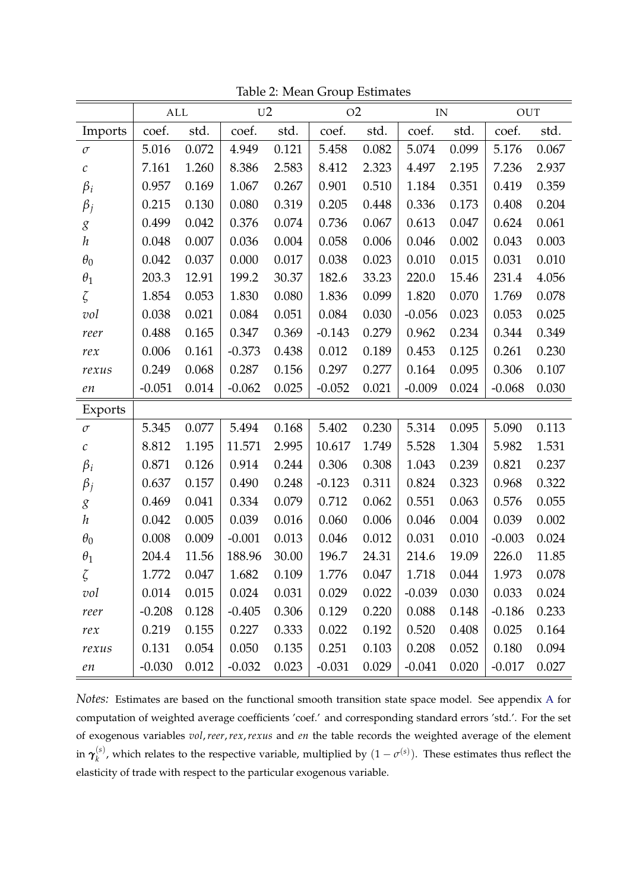Table 2: Mean Group Estimates

| | ALL | | U2 | | O2 | | IN | | OUT | |
|---|---|---|---|---|---|---|---|---|---|---|
| Imports | coef. | std. | coef. | std. | coef. | std. | coef. | std. | coef. | std. |
| $\sigma$ | 5.016 | 0.072 | 4.949 | 0.121 | 5.458 | 0.082 | 5.074 | 0.099 | 5.176 | 0.067 |
| $c$ | 7.161 | 1.260 | 8.386 | 2.583 | 8.412 | 2.323 | 4.497 | 2.195 | 7.236 | 2.937 |
| $\beta_i$ | 0.957 | 0.169 | 1.067 | 0.267 | 0.901 | 0.510 | 1.184 | 0.351 | 0.419 | 0.359 |
| $\beta_j$ | 0.215 | 0.130 | 0.080 | 0.319 | 0.205 | 0.448 | 0.336 | 0.173 | 0.408 | 0.204 |
| $g$ | 0.499 | 0.042 | 0.376 | 0.074 | 0.736 | 0.067 | 0.613 | 0.047 | 0.624 | 0.061 |
| $h$ | 0.048 | 0.007 | 0.036 | 0.004 | 0.058 | 0.006 | 0.046 | 0.002 | 0.043 | 0.003 |
| $\theta_0$ | 0.042 | 0.037 | 0.000 | 0.017 | 0.038 | 0.023 | 0.010 | 0.015 | 0.031 | 0.010 |
| $\theta_1$ | 203.3 | 12.91 | 199.2 | 30.37 | 182.6 | 33.23 | 220.0 | 15.46 | 231.4 | 4.056 |
| $\zeta$ | 1.854 | 0.053 | 1.830 | 0.080 | 1.836 | 0.099 | 1.820 | 0.070 | 1.769 | 0.078 |
| $vol$ | 0.038 | 0.021 | 0.084 | 0.051 | 0.084 | 0.030 | -0.056 | 0.023 | 0.053 | 0.025 |
| $reer$ | 0.488 | 0.165 | 0.347 | 0.369 | -0.143 | 0.279 | 0.962 | 0.234 | 0.344 | 0.349 |
| $rex$ | 0.006 | 0.161 | -0.373 | 0.438 | 0.012 | 0.189 | 0.453 | 0.125 | 0.261 | 0.230 |
| $rexus$ | 0.249 | 0.068 | 0.287 | 0.156 | 0.297 | 0.277 | 0.164 | 0.095 | 0.306 | 0.107 |
| $en$ | -0.051 | 0.014 | -0.062 | 0.025 | -0.052 | 0.021 | -0.009 | 0.024 | -0.068 | 0.030 |
| Exports | | | | | | | | | | |
| $\sigma$ | 5.345 | 0.077 | 5.494 | 0.168 | 5.402 | 0.230 | 5.314 | 0.095 | 5.090 | 0.113 |
| $c$ | 8.812 | 1.195 | 11.571 | 2.995 | 10.617 | 1.749 | 5.528 | 1.304 | 5.982 | 1.531 |
| $\beta_i$ | 0.871 | 0.126 | 0.914 | 0.244 | 0.306 | 0.308 | 1.043 | 0.239 | 0.821 | 0.237 |
| $\beta_j$ | 0.637 | 0.157 | 0.490 | 0.248 | -0.123 | 0.311 | 0.824 | 0.323 | 0.968 | 0.322 |
| $g$ | 0.469 | 0.041 | 0.334 | 0.079 | 0.712 | 0.062 | 0.551 | 0.063 | 0.576 | 0.055 |
| $h$ | 0.042 | 0.005 | 0.039 | 0.016 | 0.060 | 0.006 | 0.046 | 0.004 | 0.039 | 0.002 |
| $\theta_0$ | 0.008 | 0.009 | -0.001 | 0.013 | 0.046 | 0.012 | 0.031 | 0.010 | -0.003 | 0.024 |
| $\theta_1$ | 204.4 | 11.56 | 188.96 | 30.00 | 196.7 | 24.31 | 214.6 | 19.09 | 226.0 | 11.85 |
| $\zeta$ | 1.772 | 0.047 | 1.682 | 0.109 | 1.776 | 0.047 | 1.718 | 0.044 | 1.973 | 0.078 |
| $vol$ | 0.014 | 0.015 | 0.024 | 0.031 | 0.029 | 0.022 | -0.039 | 0.030 | 0.033 | 0.024 |
| $reer$ | -0.208 | 0.128 | -0.405 | 0.306 | 0.129 | 0.220 | 0.088 | 0.148 | -0.186 | 0.233 |
| $rex$ | 0.219 | 0.155 | 0.227 | 0.333 | 0.022 | 0.192 | 0.520 | 0.408 | 0.025 | 0.164 |
| $rexus$ | 0.131 | 0.054 | 0.050 | 0.135 | 0.251 | 0.103 | 0.208 | 0.052 | 0.180 | 0.094 |
| $en$ | -0.030 | 0.012 | -0.032 | 0.023 | -0.031 | 0.029 | -0.041 | 0.020 | -0.017 | 0.027 |

*Notes:* Estimates are based on the functional smooth transition state space model. See appendix A for computation of weighted average coefficients 'coef.' and corresponding standard errors 'std.'. For the set of exogenous variables $vol, reer, rex, rexus$ and $en$ the table records the weighted average of the element in $\boldsymbol{\gamma}_k^{(s)}$, which relates to the respective variable, multiplied by $(1 - \sigma^{(s)})$. These estimates thus reflect the elasticity of trade with respect to the particular exogenous variable.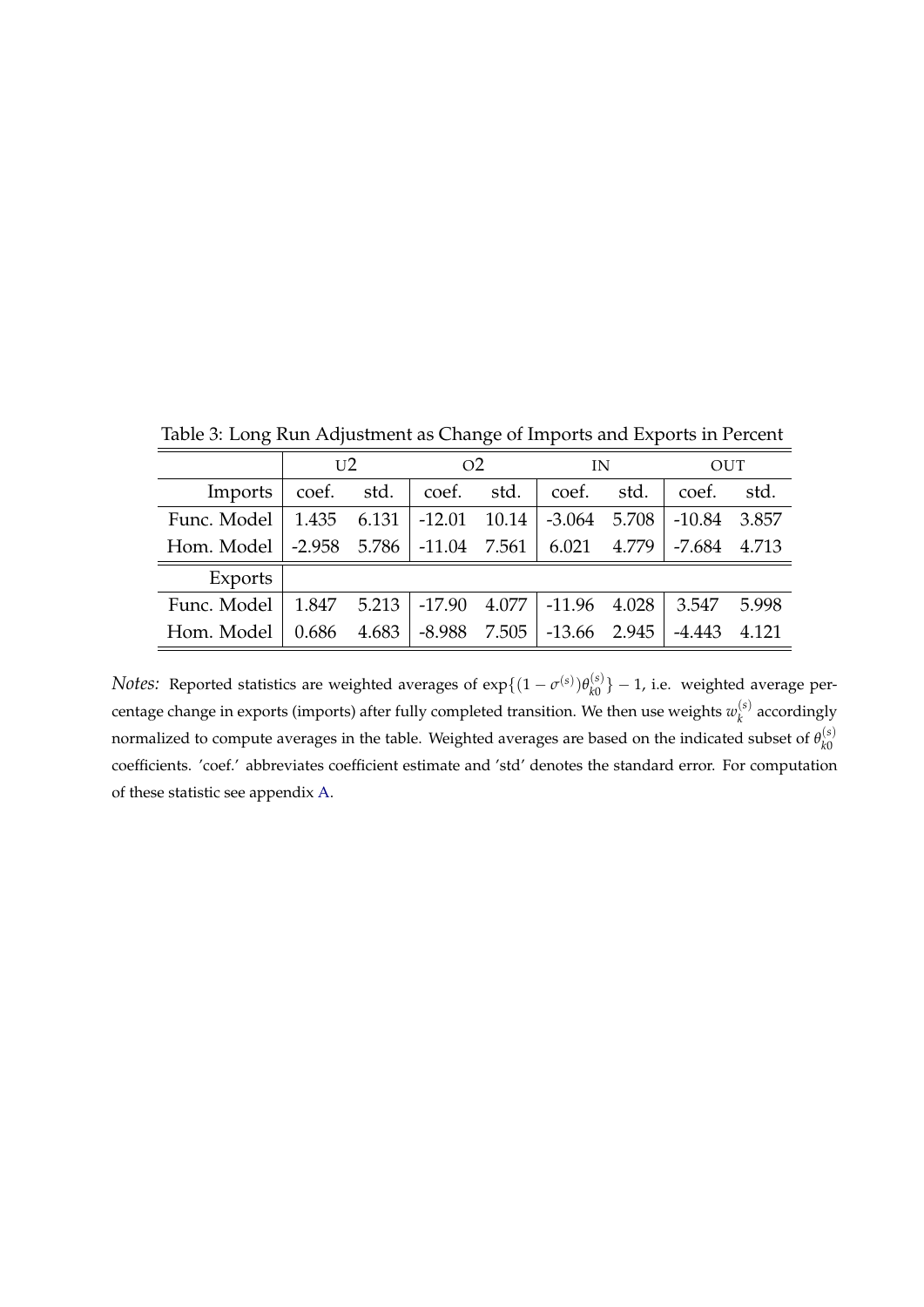Table 3: Long Run Adjustment as Change of Imports and Exports in Percent

| | U2 | | O2 | | IN | | OUT | |
|---|---|---|---|---|---|---|---|---|
| Imports | coef. | std. | coef. | std. | coef. | std. | coef. | std. |
| Func. Model | 1.435 | 6.131 | -12.01 | 10.14 | -3.064 | 5.708 | -10.84 | 3.857 |
| Hom. Model | -2.958 | 5.786 | -11.04 | 7.561 | 6.021 | 4.779 | -7.684 | 4.713 |
| Exports | | | | | | | | |
| Func. Model | 1.847 | 5.213 | -17.90 | 4.077 | -11.96 | 4.028 | 3.547 | 5.998 |
| Hom. Model | 0.686 | 4.683 | -8.988 | 7.505 | -13.66 | 2.945 | -4.443 | 4.121 |

*Notes:* Reported statistics are weighted averages of $\exp\{(1-\sigma^{(s)})\theta_{k0}^{(s)}\}-1$, i.e. weighted average percentage change in exports (imports) after fully completed transition. We then use weights $w_k^{(s)}$ accordingly normalized to compute averages in the table. Weighted averages are based on the indicated subset of $\theta_{k0}^{(s)}$ coefficients. 'coef.' abbreviates coefficient estimate and 'std' denotes the standard error. For computation of these statistic see appendix A.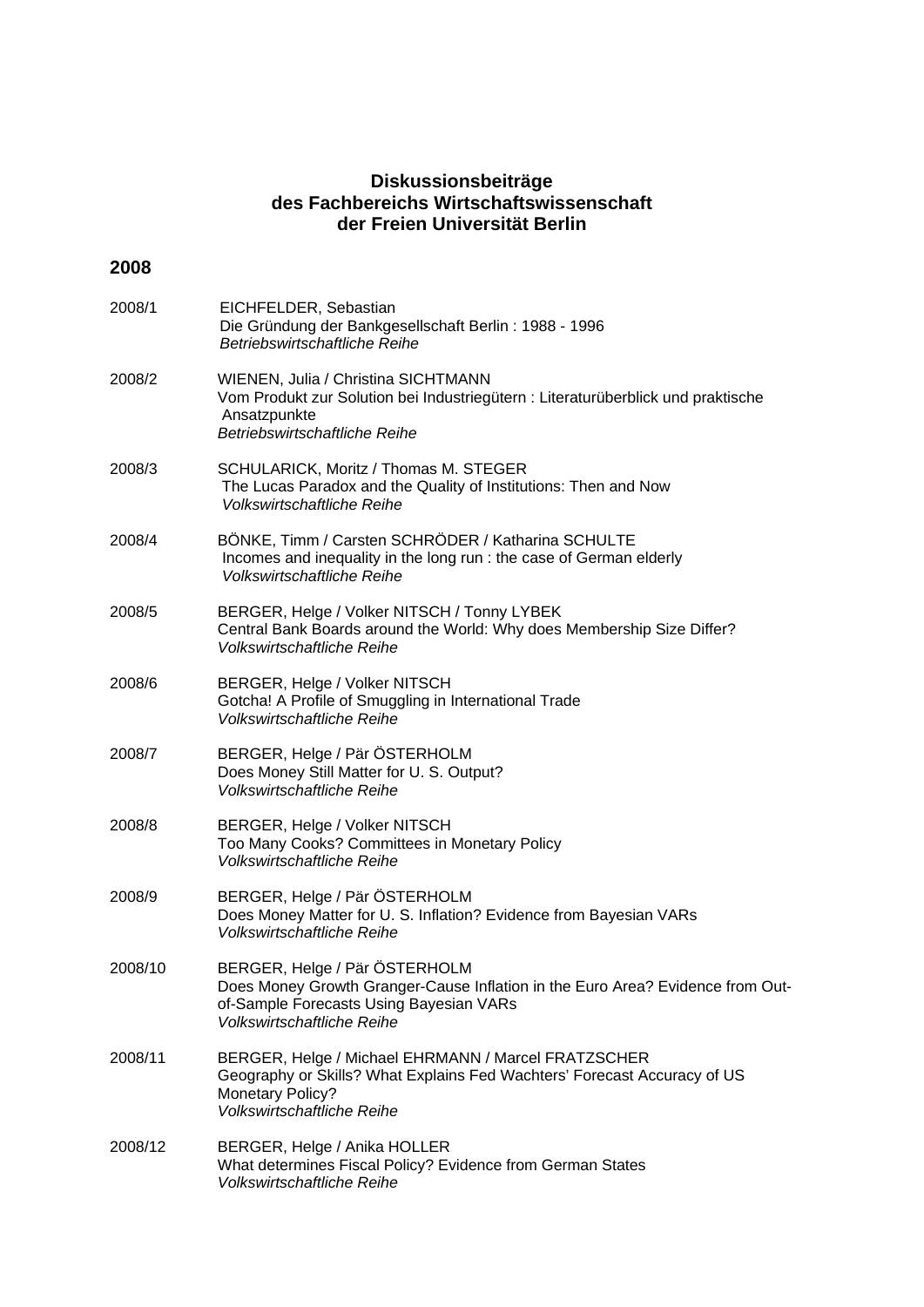**Diskussionsbeiträge**
**des Fachbereichs Wirtschaftswissenschaft**
**der Freien Universität Berlin**

## 2008

2008/1 EICHFELDER, Sebastian
Die Gründung der Bankgesellschaft Berlin : 1988 - 1996
*Betriebswirtschaftliche Reihe*

2008/2 WIENEN, Julia / Christina SICHTMANN
Vom Produkt zur Solution bei Industriegütern : Literaturüberblick und praktische Ansatzpunkte
*Betriebswirtschaftliche Reihe*

2008/3 SCHULARICK, Moritz / Thomas M. STEGER
The Lucas Paradox and the Quality of Institutions: Then and Now
*Volkswirtschaftliche Reihe*

2008/4 BÖNKE, Timm / Carsten SCHRÖDER / Katharina SCHULTE
Incomes and inequality in the long run : the case of German elderly
*Volkswirtschaftliche Reihe*

2008/5 BERGER, Helge / Volker NITSCH / Tonny LYBEK
Central Bank Boards around the World: Why does Membership Size Differ?
*Volkswirtschaftliche Reihe*

2008/6 BERGER, Helge / Volker NITSCH
Gotcha! A Profile of Smuggling in International Trade
*Volkswirtschaftliche Reihe*

2008/7 BERGER, Helge / Pär ÖSTERHOLM
Does Money Still Matter for U. S. Output?
*Volkswirtschaftliche Reihe*

2008/8 BERGER, Helge / Volker NITSCH
Too Many Cooks? Committees in Monetary Policy
*Volkswirtschaftliche Reihe*

2008/9 BERGER, Helge / Pär ÖSTERHOLM
Does Money Matter for U. S. Inflation? Evidence from Bayesian VARs
*Volkswirtschaftliche Reihe*

2008/10 BERGER, Helge / Pär ÖSTERHOLM
Does Money Growth Granger-Cause Inflation in the Euro Area? Evidence from Out-of-Sample Forecasts Using Bayesian VARs
*Volkswirtschaftliche Reihe*

2008/11 BERGER, Helge / Michael EHRMANN / Marcel FRATZSCHER
Geography or Skills? What Explains Fed Wachters' Forecast Accuracy of US Monetary Policy?
*Volkswirtschaftliche Reihe*

2008/12 BERGER, Helge / Anika HOLLER
What determines Fiscal Policy? Evidence from German States
*Volkswirtschaftliche Reihe*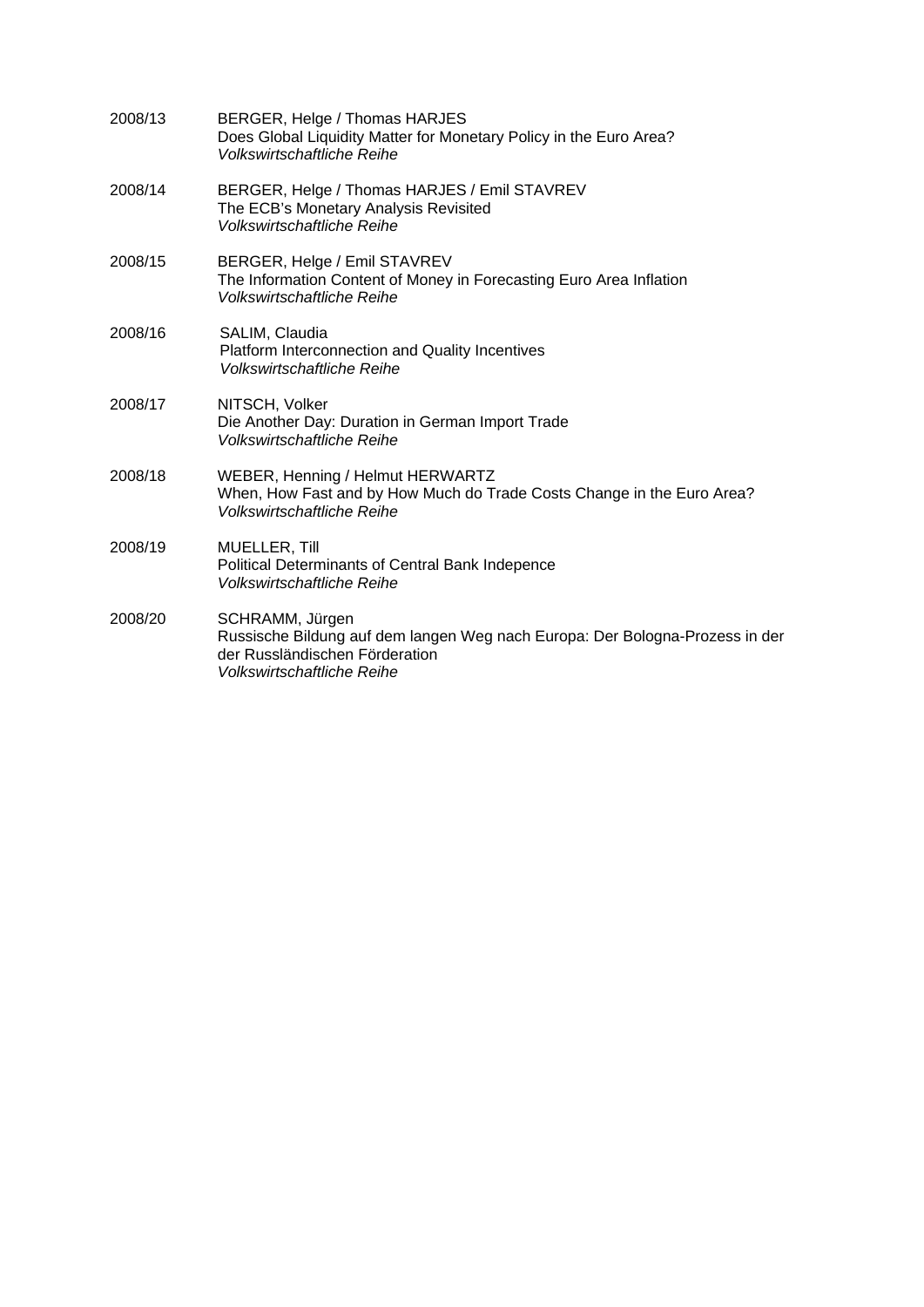2008/13 BERGER, Helge / Thomas HARJES
Does Global Liquidity Matter for Monetary Policy in the Euro Area?
*Volkswirtschaftliche Reihe*

2008/14 BERGER, Helge / Thomas HARJES / Emil STAVREV
The ECB's Monetary Analysis Revisited
*Volkswirtschaftliche Reihe*

2008/15 BERGER, Helge / Emil STAVREV
The Information Content of Money in Forecasting Euro Area Inflation
*Volkswirtschaftliche Reihe*

2008/16 SALIM, Claudia
Platform Interconnection and Quality Incentives
*Volkswirtschaftliche Reihe*

2008/17 NITSCH, Volker
Die Another Day: Duration in German Import Trade
*Volkswirtschaftliche Reihe*

2008/18 WEBER, Henning / Helmut HERWARTZ
When, How Fast and by How Much do Trade Costs Change in the Euro Area?
*Volkswirtschaftliche Reihe*

2008/19 MUELLER, Till
Political Determinants of Central Bank Indepence
*Volkswirtschaftliche Reihe*

2008/20 SCHRAMM, Jürgen
Russische Bildung auf dem langen Weg nach Europa: Der Bologna-Prozess in der der Russländischen Förderation
*Volkswirtschaftliche Reihe*